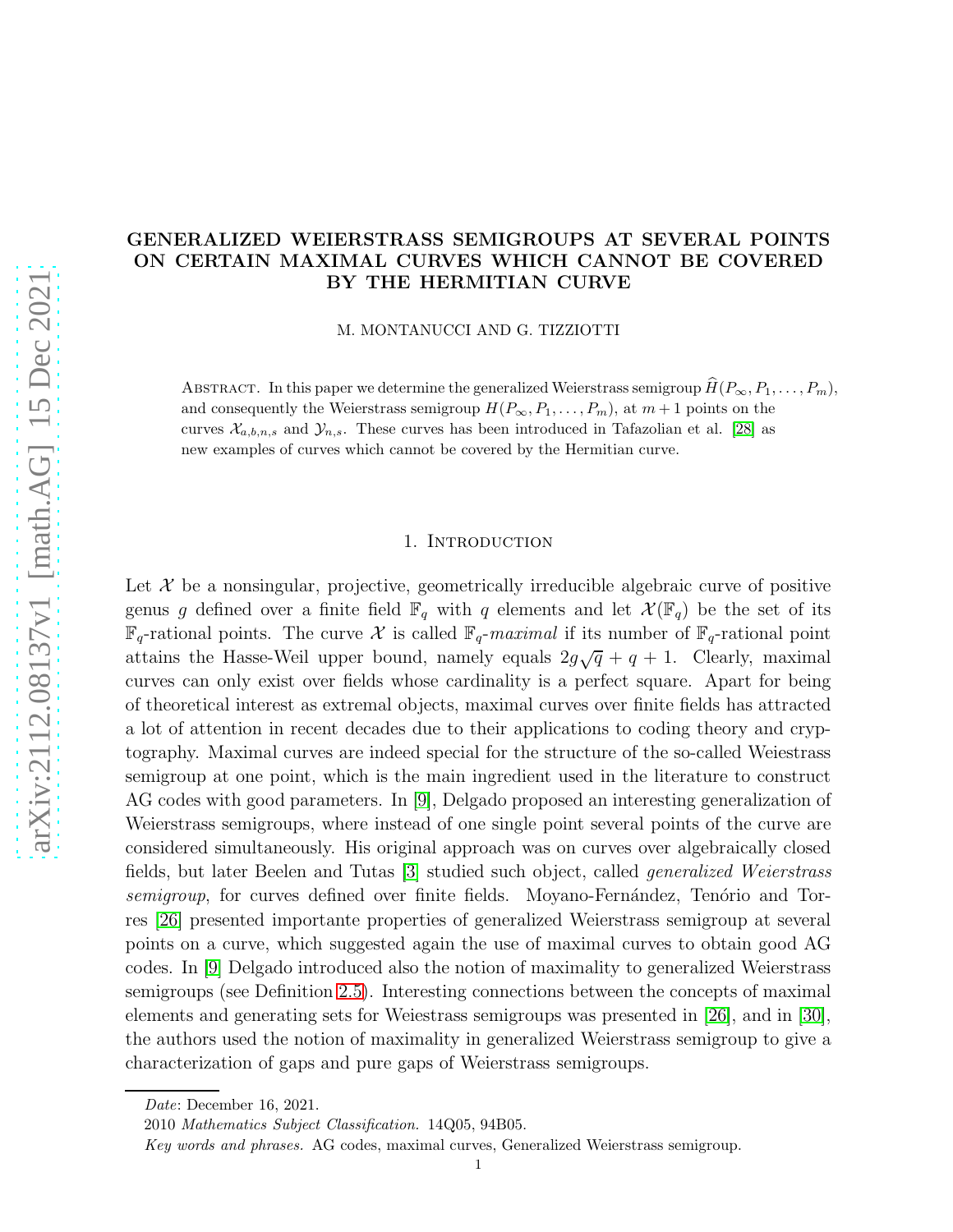# GENERALIZED WEIERSTRASS SEMIGROUPS AT SEVERAL POINTS ON CERTAIN MAXIMAL CURVES WHICH CANNOT BE COVERED BY THE HERMITIAN CURVE

M. MONTANUCCI AND G. TIZZIOTTI

Abstract. In this paper we determine the generalized Weierstrass semigroup $\widehat{H}(P_\infty, P_1, \ldots, P_m)$, and consequently the Weierstrass semigroup $H(P_\infty, P_1, \ldots, P_m)$, at $m+1$ points on the curves $\mathcal{X}_{a,b,n,s}$ and $\mathcal{Y}_{n,s}$. These curves has been introduced in Tafazolian et al. [28] as new examples of curves which cannot be covered by the Hermitian curve.

## 1. Introduction

Let $\mathcal{X}$ be a nonsingular, projective, geometrically irreducible algebraic curve of positive genus $g$ defined over a finite field $\mathbb{F}_q$ with $q$ elements and let $\mathcal{X}(\mathbb{F}_q)$ be the set of its $\mathbb{F}_q$-rational points. The curve $\mathcal{X}$ is called $\mathbb{F}_q$-*maximal* if its number of $\mathbb{F}_q$-rational point attains the Hasse-Weil upper bound, namely equals $2g\sqrt{q} + q + 1$. Clearly, maximal curves can only exist over fields whose cardinality is a perfect square. Apart for being of theoretical interest as extremal objects, maximal curves over finite fields has attracted a lot of attention in recent decades due to their applications to coding theory and cryptography. Maximal curves are indeed special for the structure of the so-called Weiestrass semigroup at one point, which is the main ingredient used in the literature to construct AG codes with good parameters. In [9], Delgado proposed an interesting generalization of Weierstrass semigroups, where instead of one single point several points of the curve are considered simultaneously. His original approach was on curves over algebraically closed fields, but later Beelen and Tutas [3] studied such object, called *generalized Weierstrass semigroup*, for curves defined over finite fields. Moyano-Fernández, Tenório and Torres [26] presented importante properties of generalized Weierstrass semigroup at several points on a curve, which suggested again the use of maximal curves to obtain good AG codes. In [9] Delgado introduced also the notion of maximality to generalized Weierstrass semigroups (see Definition 2.5). Interesting connections between the concepts of maximal elements and generating sets for Weiestrass semigroups was presented in [26], and in [30], the authors used the notion of maximality in generalized Weierstrass semigroup to give a characterization of gaps and pure gaps of Weierstrass semigroups.

*Date*: December 16, 2021.

2010 *Mathematics Subject Classification.* 14Q05, 94B05.

*Key words and phrases.* AG codes, maximal curves, Generalized Weierstrass semigroup.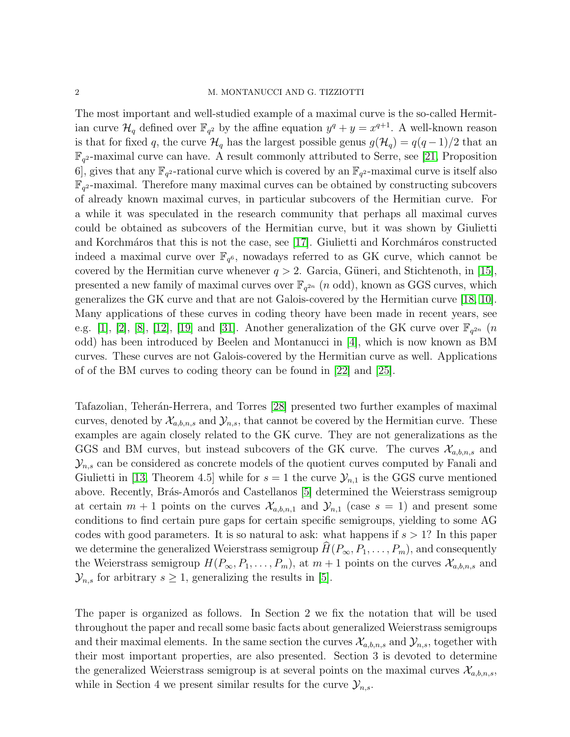The most important and well-studied example of a maximal curve is the so-called Hermitian curve $\mathcal{H}_q$ defined over $\mathbb{F}_{q^2}$ by the affine equation $y^q + y = x^{q+1}$. A well-known reason is that for fixed $q$, the curve $\mathcal{H}_q$ has the largest possible genus $g(\mathcal{H}_q) = q(q-1)/2$ that an $\mathbb{F}_{q^2}$-maximal curve can have. A result commonly attributed to Serre, see [21, Proposition 6], gives that any $\mathbb{F}_{q^2}$-rational curve which is covered by an $\mathbb{F}_{q^2}$-maximal curve is itself also $\mathbb{F}_{q^2}$-maximal. Therefore many maximal curves can be obtained by constructing subcovers of already known maximal curves, in particular subcovers of the Hermitian curve. For a while it was speculated in the research community that perhaps all maximal curves could be obtained as subcovers of the Hermitian curve, but it was shown by Giulietti and Korchmáros that this is not the case, see [17]. Giulietti and Korchmáros constructed indeed a maximal curve over $\mathbb{F}_{q^6}$, nowadays referred to as GK curve, which cannot be covered by the Hermitian curve whenever $q > 2$. Garcia, Güneri, and Stichtenoth, in [15], presented a new family of maximal curves over $\mathbb{F}_{q^{2n}}$ ($n$ odd), known as GGS curves, which generalizes the GK curve and that are not Galois-covered by the Hermitian curve [18, 10]. Many applications of these curves in coding theory have been made in recent years, see e.g. [1], [2], [8], [12], [19] and [31]. Another generalization of the GK curve over $\mathbb{F}_{q^{2n}}$ ($n$ odd) has been introduced by Beelen and Montanucci in [4], which is now known as BM curves. These curves are not Galois-covered by the Hermitian curve as well. Applications of of the BM curves to coding theory can be found in [22] and [25].

Tafazolian, Teherán-Herrera, and Torres [28] presented two further examples of maximal curves, denoted by $\mathcal{X}_{a,b,n,s}$ and $\mathcal{Y}_{n,s}$, that cannot be covered by the Hermitian curve. These examples are again closely related to the GK curve. They are not generalizations as the GGS and BM curves, but instead subcovers of the GK curve. The curves $\mathcal{X}_{a,b,n,s}$ and $\mathcal{Y}_{n,s}$ can be considered as concrete models of the quotient curves computed by Fanali and Giulietti in [13, Theorem 4.5] while for $s = 1$ the curve $\mathcal{Y}_{n,1}$ is the GGS curve mentioned above. Recently, Brás-Amorós and Castellanos [5] determined the Weierstrass semigroup at certain $m + 1$ points on the curves $\mathcal{X}_{a,b,n,1}$ and $\mathcal{Y}_{n,1}$ (case $s = 1$) and present some conditions to find certain pure gaps for certain specific semigroups, yielding to some AG codes with good parameters. It is so natural to ask: what happens if $s > 1$? In this paper we determine the generalized Weierstrass semigroup $\widehat{H}(P_\infty, P_1, \ldots, P_m)$, and consequently the Weierstrass semigroup $H(P_\infty, P_1, \ldots, P_m)$, at $m + 1$ points on the curves $\mathcal{X}_{a,b,n,s}$ and $\mathcal{Y}_{n,s}$ for arbitrary $s \geq 1$, generalizing the results in [5].

The paper is organized as follows. In Section 2 we fix the notation that will be used throughout the paper and recall some basic facts about generalized Weierstrass semigroups and their maximal elements. In the same section the curves $\mathcal{X}_{a,b,n,s}$ and $\mathcal{Y}_{n,s}$, together with their most important properties, are also presented. Section 3 is devoted to determine the generalized Weierstrass semigroup is at several points on the maximal curves $\mathcal{X}_{a,b,n,s}$, while in Section 4 we present similar results for the curve $\mathcal{Y}_{n,s}$.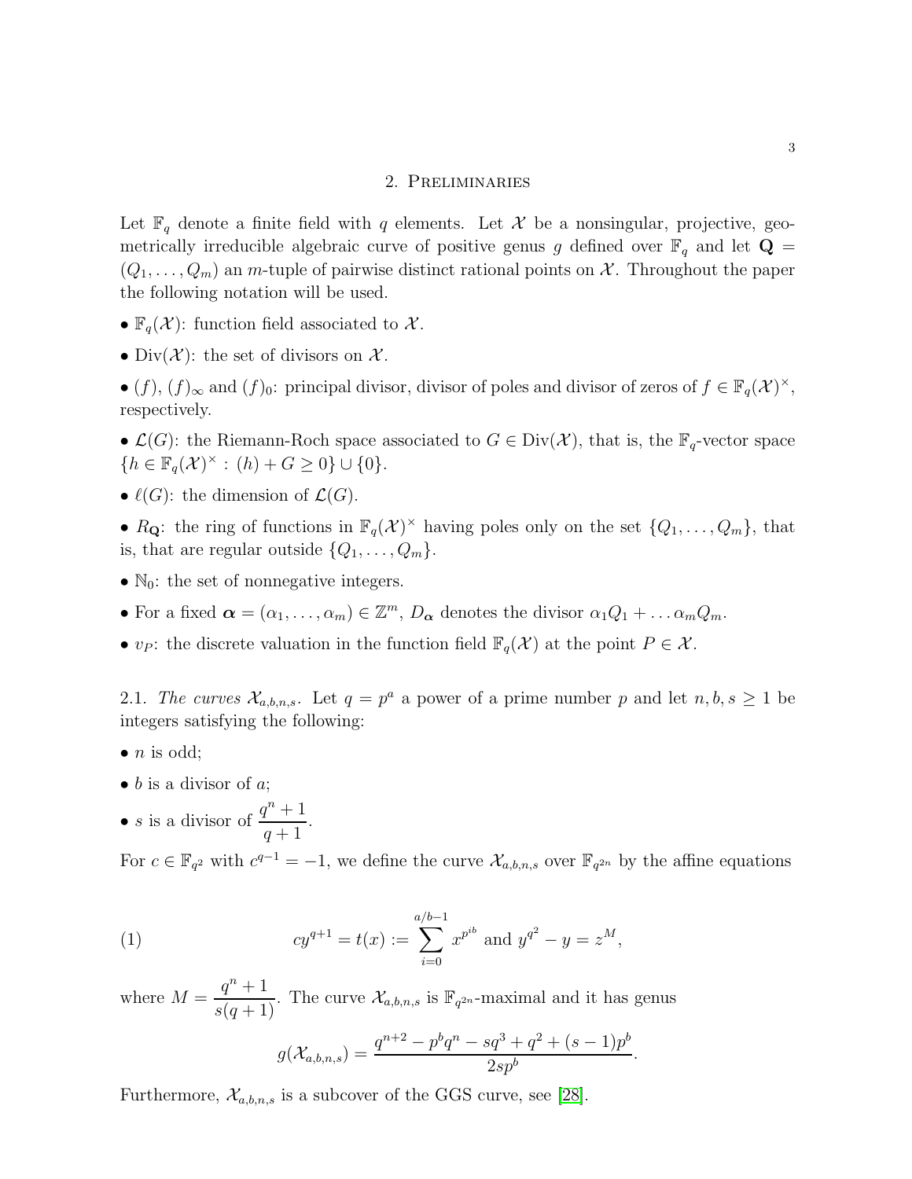## 2. Preliminaries

Let $\mathbb{F}_q$ denote a finite field with $q$ elements. Let $\mathcal{X}$ be a nonsingular, projective, geometrically irreducible algebraic curve of positive genus $g$ defined over $\mathbb{F}_q$ and let $\mathbf{Q} = (Q_1, \ldots, Q_m)$ an $m$-tuple of pairwise distinct rational points on $\mathcal{X}$. Throughout the paper the following notation will be used.

- $\mathbb{F}_q(\mathcal{X})$: function field associated to $\mathcal{X}$.
- $\mathrm{Div}(\mathcal{X})$: the set of divisors on $\mathcal{X}$.
- $(f)$, $(f)_\infty$ and $(f)_0$: principal divisor, divisor of poles and divisor of zeros of $f \in \mathbb{F}_q(\mathcal{X})^\times$, respectively.
- $\mathcal{L}(G)$: the Riemann-Roch space associated to $G \in \mathrm{Div}(\mathcal{X})$, that is, the $\mathbb{F}_q$-vector space $\{h \in \mathbb{F}_q(\mathcal{X})^\times : (h) + G \geq 0\} \cup \{0\}$.
- $\ell(G)$: the dimension of $\mathcal{L}(G)$.
- $R_{\mathbf{Q}}$: the ring of functions in $\mathbb{F}_q(\mathcal{X})^\times$ having poles only on the set $\{Q_1, \ldots, Q_m\}$, that is, that are regular outside $\{Q_1, \ldots, Q_m\}$.
- $\mathbb{N}_0$: the set of nonnegative integers.
- For a fixed $\boldsymbol{\alpha} = (\alpha_1, \ldots, \alpha_m) \in \mathbb{Z}^m$, $D_{\boldsymbol{\alpha}}$ denotes the divisor $\alpha_1 Q_1 + \ldots \alpha_m Q_m$.
- $v_P$: the discrete valuation in the function field $\mathbb{F}_q(\mathcal{X})$ at the point $P \in \mathcal{X}$.

2.1. *The curves $\mathcal{X}_{a,b,n,s}$.* Let $q = p^a$ a power of a prime number $p$ and let $n, b, s \geq 1$ be integers satisfying the following:

- $n$ is odd;
- $b$ is a divisor of $a$;
- $s$ is a divisor of $\dfrac{q^n+1}{q+1}$.

For $c \in \mathbb{F}_{q^2}$ with $c^{q-1} = -1$, we define the curve $\mathcal{X}_{a,b,n,s}$ over $\mathbb{F}_{q^{2n}}$ by the affine equations

$$cy^{q+1} = t(x) := \sum_{i=0}^{a/b-1} x^{p^{ib}} \text{ and } y^{q^2} - y = z^M, \tag{1}$$

where $M = \dfrac{q^n+1}{s(q+1)}$. The curve $\mathcal{X}_{a,b,n,s}$ is $\mathbb{F}_{q^{2n}}$-maximal and it has genus

$$g(\mathcal{X}_{a,b,n,s}) = \frac{q^{n+2} - p^b q^n - sq^3 + q^2 + (s-1)p^b}{2sp^b}.$$

Furthermore, $\mathcal{X}_{a,b,n,s}$ is a subcover of the GGS curve, see [28].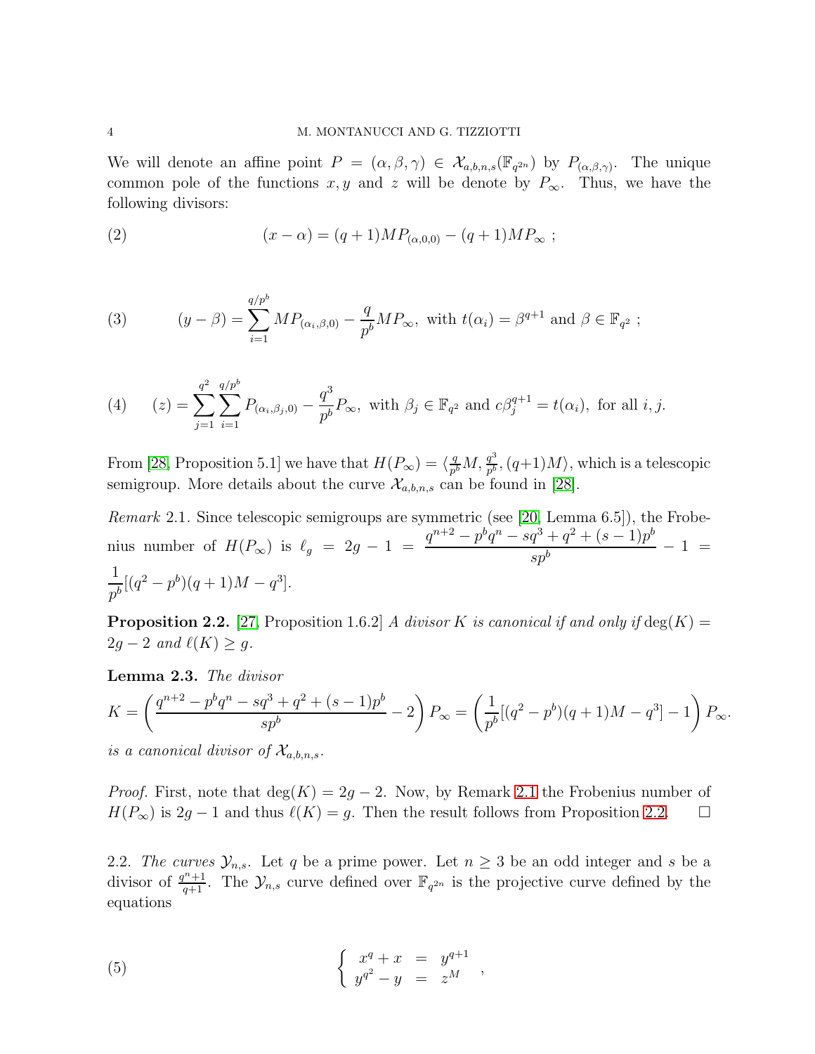We will denote an affine point $P = (\alpha, \beta, \gamma) \in \mathcal{X}_{a,b,n,s}(\mathbb{F}_{q^{2n}})$ by $P_{(\alpha,\beta,\gamma)}$. The unique common pole of the functions $x, y$ and $z$ will be denote by $P_\infty$. Thus, we have the following divisors:

$$(x - \alpha) = (q+1)MP_{(\alpha,0,0)} - (q+1)MP_\infty \; ; \tag{2}$$

$$(y - \beta) = \sum_{i=1}^{q/p^b} MP_{(\alpha_i,\beta,0)} - \frac{q}{p^b}MP_\infty, \text{ with } t(\alpha_i) = \beta^{q+1} \text{ and } \beta \in \mathbb{F}_{q^2} \; ; \tag{3}$$

$$(z) = \sum_{j=1}^{q^2} \sum_{i=1}^{q/p^b} P_{(\alpha_i,\beta_j,0)} - \frac{q^3}{p^b}P_\infty, \text{ with } \beta_j \in \mathbb{F}_{q^2} \text{ and } c\beta_j^{q+1} = t(\alpha_i), \text{ for all } i,j. \tag{4}$$

From [28, Proposition 5.1] we have that $H(P_\infty) = \langle \frac{q}{p^b}M, \frac{q^3}{p^b}, (q+1)M \rangle$, which is a telescopic semigroup. More details about the curve $\mathcal{X}_{a,b,n,s}$ can be found in [28].

*Remark* 2.1. Since telescopic semigroups are symmetric (see [20, Lemma 6.5]), the Frobenius number of $H(P_\infty)$ is $\ell_g = 2g - 1 = \dfrac{q^{n+2} - p^b q^n - sq^3 + q^2 + (s-1)p^b}{sp^b} - 1 = \dfrac{1}{p^b}[(q^2 - p^b)(q+1)M - q^3]$.

**Proposition 2.2.** [27, Proposition 1.6.2] *A divisor $K$ is canonical if and only if $\deg(K) = 2g - 2$ and $\ell(K) \geq g$.*

**Lemma 2.3.** *The divisor*

$$K = \left( \frac{q^{n+2} - p^b q^n - sq^3 + q^2 + (s-1)p^b}{sp^b} - 2 \right) P_\infty = \left( \frac{1}{p^b}[(q^2 - p^b)(q+1)M - q^3] - 1 \right) P_\infty.$$

*is a canonical divisor of $\mathcal{X}_{a,b,n,s}$.*

*Proof.* First, note that $\deg(K) = 2g - 2$. Now, by Remark 2.1 the Frobenius number of $H(P_\infty)$ is $2g - 1$ and thus $\ell(K) = g$. Then the result follows from Proposition 2.2. $\square$

2.2. *The curves $\mathcal{Y}_{n,s}$.* Let $q$ be a prime power. Let $n \geq 3$ be an odd integer and $s$ be a divisor of $\frac{q^n+1}{q+1}$. The $\mathcal{Y}_{n,s}$ curve defined over $\mathbb{F}_{q^{2n}}$ is the projective curve defined by the equations

$$\begin{cases} x^q + x & = & y^{q+1} \\ y^{q^2} - y & = & z^M \end{cases}, \tag{5}$$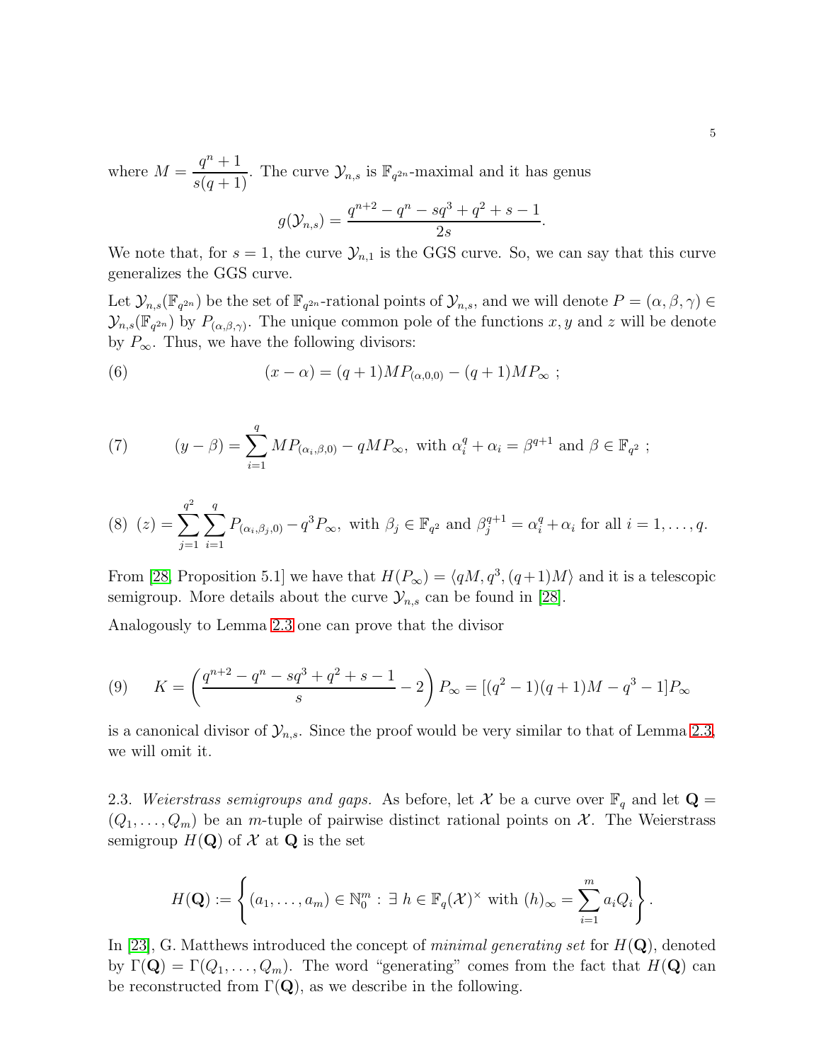where $M = \dfrac{q^n+1}{s(q+1)}$. The curve $\mathcal{Y}_{n,s}$ is $\mathbb{F}_{q^{2n}}$-maximal and it has genus

$$g(\mathcal{Y}_{n,s}) = \frac{q^{n+2} - q^n - sq^3 + q^2 + s - 1}{2s}.$$

We note that, for $s = 1$, the curve $\mathcal{Y}_{n,1}$ is the GGS curve. So, we can say that this curve generalizes the GGS curve.

Let $\mathcal{Y}_{n,s}(\mathbb{F}_{q^{2n}})$ be the set of $\mathbb{F}_{q^{2n}}$-rational points of $\mathcal{Y}_{n,s}$, and we will denote $P = (\alpha, \beta, \gamma) \in \mathcal{Y}_{n,s}(\mathbb{F}_{q^{2n}})$ by $P_{(\alpha,\beta,\gamma)}$. The unique common pole of the functions $x, y$ and $z$ will be denote by $P_\infty$. Thus, we have the following divisors:

$$(x - \alpha) = (q+1)MP_{(\alpha,0,0)} - (q+1)MP_\infty \ ; \tag{6}$$

$$(y - \beta) = \sum_{i=1}^{q} MP_{(\alpha_i,\beta,0)} - qMP_\infty, \text{ with } \alpha_i^q + \alpha_i = \beta^{q+1} \text{ and } \beta \in \mathbb{F}_{q^2} \ ; \tag{7}$$

$$(z) = \sum_{j=1}^{q^2} \sum_{i=1}^{q} P_{(\alpha_i,\beta_j,0)} - q^3 P_\infty, \text{ with } \beta_j \in \mathbb{F}_{q^2} \text{ and } \beta_j^{q+1} = \alpha_i^q + \alpha_i \text{ for all } i = 1, \ldots, q. \tag{8}$$

From [28, Proposition 5.1] we have that $H(P_\infty) = \langle qM, q^3, (q+1)M \rangle$ and it is a telescopic semigroup. More details about the curve $\mathcal{Y}_{n,s}$ can be found in [28].

Analogously to Lemma 2.3 one can prove that the divisor

$$K = \left( \frac{q^{n+2} - q^n - sq^3 + q^2 + s - 1}{s} - 2 \right) P_\infty = [(q^2-1)(q+1)M - q^3 - 1]P_\infty \tag{9}$$

is a canonical divisor of $\mathcal{Y}_{n,s}$. Since the proof would be very similar to that of Lemma 2.3, we will omit it.

2.3. *Weierstrass semigroups and gaps.* As before, let $\mathcal{X}$ be a curve over $\mathbb{F}_q$ and let $\mathbf{Q} = (Q_1, \ldots, Q_m)$ be an $m$-tuple of pairwise distinct rational points on $\mathcal{X}$. The Weierstrass semigroup $H(\mathbf{Q})$ of $\mathcal{X}$ at $\mathbf{Q}$ is the set

$$H(\mathbf{Q}) := \left\{ (a_1, \ldots, a_m) \in \mathbb{N}_0^m : \exists\ h \in \mathbb{F}_q(\mathcal{X})^\times \text{ with } (h)_\infty = \sum_{i=1}^{m} a_i Q_i \right\}.$$

In [23], G. Matthews introduced the concept of *minimal generating set* for $H(\mathbf{Q})$, denoted by $\Gamma(\mathbf{Q}) = \Gamma(Q_1, \ldots, Q_m)$. The word "generating" comes from the fact that $H(\mathbf{Q})$ can be reconstructed from $\Gamma(\mathbf{Q})$, as we describe in the following.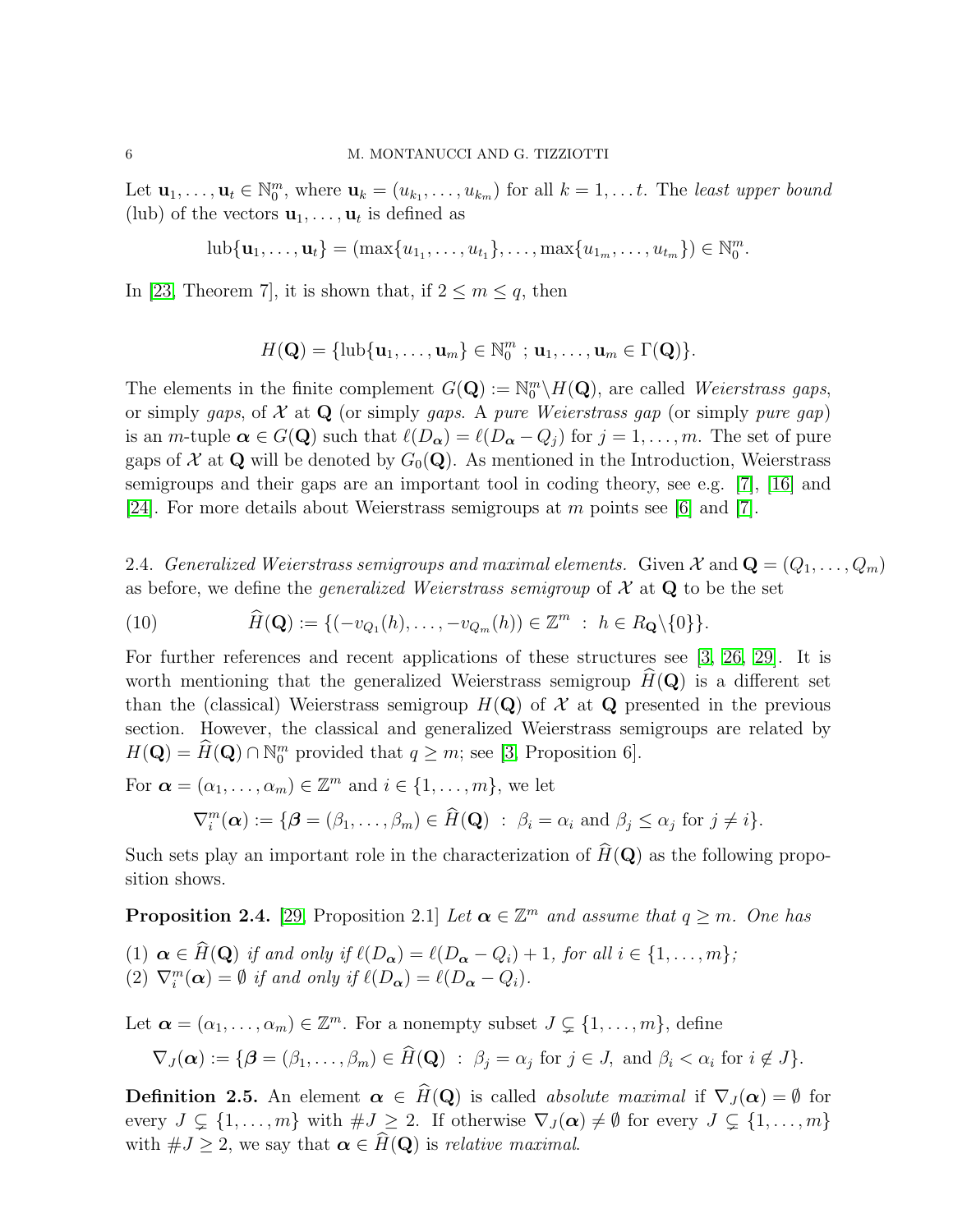Let $\mathbf{u}_1, \ldots, \mathbf{u}_t \in \mathbb{N}_0^m$, where $\mathbf{u}_k = (u_{k_1}, \ldots, u_{k_m})$ for all $k = 1, \ldots t$. The *least upper bound* (lub) of the vectors $\mathbf{u}_1, \ldots, \mathbf{u}_t$ is defined as

$$\text{lub}\{\mathbf{u}_1, \ldots, \mathbf{u}_t\} = (\max\{u_{1_1}, \ldots, u_{t_1}\}, \ldots, \max\{u_{1_m}, \ldots, u_{t_m}\}) \in \mathbb{N}_0^m.$$

In [23, Theorem 7], it is shown that, if $2 \leq m \leq q$, then

$$H(\mathbf{Q}) = \{\text{lub}\{\mathbf{u}_1, \ldots, \mathbf{u}_m\} \in \mathbb{N}_0^m \; ; \; \mathbf{u}_1, \ldots, \mathbf{u}_m \in \Gamma(\mathbf{Q})\}.$$

The elements in the finite complement $G(\mathbf{Q}) := \mathbb{N}_0^m \backslash H(\mathbf{Q})$, are called *Weierstrass gaps*, or simply *gaps*, of $\mathcal{X}$ at $\mathbf{Q}$ (or simply *gaps*. A *pure Weierstrass gap* (or simply *pure gap*) is an $m$-tuple $\boldsymbol{\alpha} \in G(\mathbf{Q})$ such that $\ell(D_{\boldsymbol{\alpha}}) = \ell(D_{\boldsymbol{\alpha}} - Q_j)$ for $j = 1, \ldots, m$. The set of pure gaps of $\mathcal{X}$ at $\mathbf{Q}$ will be denoted by $G_0(\mathbf{Q})$. As mentioned in the Introduction, Weierstrass semigroups and their gaps are an important tool in coding theory, see e.g. [7], [16] and [24]. For more details about Weierstrass semigroups at $m$ points see [6] and [7].

2.4. *Generalized Weierstrass semigroups and maximal elements.* Given $\mathcal{X}$ and $\mathbf{Q} = (Q_1, \ldots, Q_m)$ as before, we define the *generalized Weierstrass semigroup* of $\mathcal{X}$ at $\mathbf{Q}$ to be the set

$$\widehat{H}(\mathbf{Q}) := \{(-v_{Q_1}(h), \ldots, -v_{Q_m}(h)) \in \mathbb{Z}^m \; : \; h \in R_{\mathbf{Q}} \backslash \{0\}\}. \tag{10}$$

For further references and recent applications of these structures see [3, 26, 29]. It is worth mentioning that the generalized Weierstrass semigroup $\widehat{H}(\mathbf{Q})$ is a different set than the (classical) Weierstrass semigroup $H(\mathbf{Q})$ of $\mathcal{X}$ at $\mathbf{Q}$ presented in the previous section. However, the classical and generalized Weierstrass semigroups are related by $H(\mathbf{Q}) = \widehat{H}(\mathbf{Q}) \cap \mathbb{N}_0^m$ provided that $q \geq m$; see [3, Proposition 6].

For $\boldsymbol{\alpha} = (\alpha_1, \ldots, \alpha_m) \in \mathbb{Z}^m$ and $i \in \{1, \ldots, m\}$, we let

$$\nabla_i^m(\boldsymbol{\alpha}) := \{\boldsymbol{\beta} = (\beta_1, \ldots, \beta_m) \in \widehat{H}(\mathbf{Q}) \; : \; \beta_i = \alpha_i \text{ and } \beta_j \leq \alpha_j \text{ for } j \neq i\}.$$

Such sets play an important role in the characterization of $\widehat{H}(\mathbf{Q})$ as the following proposition shows.

**Proposition 2.4.** [29, Proposition 2.1] *Let $\boldsymbol{\alpha} \in \mathbb{Z}^m$ and assume that $q \geq m$. One has*

(1) *$\boldsymbol{\alpha} \in \widehat{H}(\mathbf{Q})$ if and only if $\ell(D_{\boldsymbol{\alpha}}) = \ell(D_{\boldsymbol{\alpha}} - Q_i) + 1$, for all $i \in \{1, \ldots, m\}$;*
(2) *$\nabla_i^m(\boldsymbol{\alpha}) = \emptyset$ if and only if $\ell(D_{\boldsymbol{\alpha}}) = \ell(D_{\boldsymbol{\alpha}} - Q_i)$.*

Let $\boldsymbol{\alpha} = (\alpha_1, \ldots, \alpha_m) \in \mathbb{Z}^m$. For a nonempty subset $J \subsetneq \{1, \ldots, m\}$, define

$$\nabla_J(\boldsymbol{\alpha}) := \{\boldsymbol{\beta} = (\beta_1, \ldots, \beta_m) \in \widehat{H}(\mathbf{Q}) \; : \; \beta_j = \alpha_j \text{ for } j \in J, \text{ and } \beta_i < \alpha_i \text{ for } i \notin J\}.$$

**Definition 2.5.** An element $\boldsymbol{\alpha} \in \widehat{H}(\mathbf{Q})$ is called *absolute maximal* if $\nabla_J(\boldsymbol{\alpha}) = \emptyset$ for every $J \subsetneq \{1, \ldots, m\}$ with $\#J \geq 2$. If otherwise $\nabla_J(\boldsymbol{\alpha}) \neq \emptyset$ for every $J \subsetneq \{1, \ldots, m\}$ with $\#J \geq 2$, we say that $\boldsymbol{\alpha} \in \widehat{H}(\mathbf{Q})$ is *relative maximal*.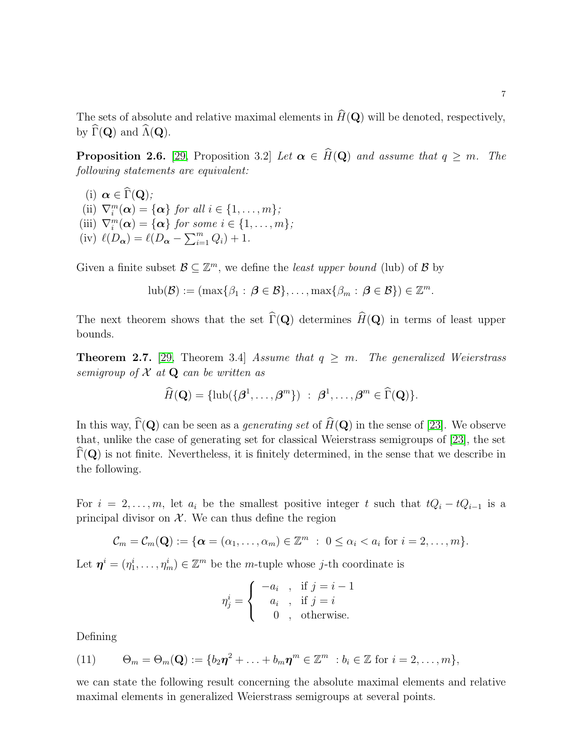The sets of absolute and relative maximal elements in $\widehat{H}(\mathbf{Q})$ will be denoted, respectively, by $\widehat{\Gamma}(\mathbf{Q})$ and $\widehat{\Lambda}(\mathbf{Q})$.

**Proposition 2.6.** [29, Proposition 3.2] *Let $\boldsymbol{\alpha} \in \widehat{H}(\mathbf{Q})$ and assume that $q \geq m$. The following statements are equivalent:*

(i) $\boldsymbol{\alpha} \in \widehat{\Gamma}(\mathbf{Q})$*;*
(ii) $\nabla_i^m(\boldsymbol{\alpha}) = \{\boldsymbol{\alpha}\}$ *for all* $i \in \{1, \ldots, m\}$*;*
(iii) $\nabla_i^m(\boldsymbol{\alpha}) = \{\boldsymbol{\alpha}\}$ *for some* $i \in \{1, \ldots, m\}$*;*
(iv) $\ell(D_{\boldsymbol{\alpha}}) = \ell(D_{\boldsymbol{\alpha}} - \sum_{i=1}^m Q_i) + 1$.

Given a finite subset $\mathcal{B} \subseteq \mathbb{Z}^m$, we define the *least upper bound* (lub) of $\mathcal{B}$ by

$$\mathrm{lub}(\mathcal{B}) := (\max\{\beta_1 : \boldsymbol{\beta} \in \mathcal{B}\}, \ldots, \max\{\beta_m : \boldsymbol{\beta} \in \mathcal{B}\}) \in \mathbb{Z}^m.$$

The next theorem shows that the set $\widehat{\Gamma}(\mathbf{Q})$ determines $\widehat{H}(\mathbf{Q})$ in terms of least upper bounds.

**Theorem 2.7.** [29, Theorem 3.4] *Assume that $q \geq m$. The generalized Weierstrass semigroup of $\mathcal{X}$ at $\mathbf{Q}$ can be written as*

$$\widehat{H}(\mathbf{Q}) = \{\mathrm{lub}(\{\boldsymbol{\beta}^1, \ldots, \boldsymbol{\beta}^m\}) \ : \ \boldsymbol{\beta}^1, \ldots, \boldsymbol{\beta}^m \in \widehat{\Gamma}(\mathbf{Q})\}.$$

In this way, $\widehat{\Gamma}(\mathbf{Q})$ can be seen as a *generating set* of $\widehat{H}(\mathbf{Q})$ in the sense of [23]. We observe that, unlike the case of generating set for classical Weierstrass semigroups of [23], the set $\widehat{\Gamma}(\mathbf{Q})$ is not finite. Nevertheless, it is finitely determined, in the sense that we describe in the following.

For $i = 2, \ldots, m$, let $a_i$ be the smallest positive integer $t$ such that $tQ_i - tQ_{i-1}$ is a principal divisor on $\mathcal{X}$. We can thus define the region

$$\mathcal{C}_m = \mathcal{C}_m(\mathbf{Q}) := \{\boldsymbol{\alpha} = (\alpha_1, \ldots, \alpha_m) \in \mathbb{Z}^m \ : \ 0 \leq \alpha_i < a_i \text{ for } i = 2, \ldots, m\}.$$

Let $\boldsymbol{\eta}^i = (\eta_1^i, \ldots, \eta_m^i) \in \mathbb{Z}^m$ be the $m$-tuple whose $j$-th coordinate is

$$\eta_j^i = \begin{cases} -a_i & , \ \text{if } j = i-1 \\ a_i & , \ \text{if } j = i \\ 0 & , \ \text{otherwise.} \end{cases}$$

Defining

$$\Theta_m = \Theta_m(\mathbf{Q}) := \{b_2\boldsymbol{\eta}^2 + \ldots + b_m\boldsymbol{\eta}^m \in \mathbb{Z}^m \ : b_i \in \mathbb{Z} \text{ for } i = 2, \ldots, m\}, \tag{11}$$

we can state the following result concerning the absolute maximal elements and relative maximal elements in generalized Weierstrass semigroups at several points.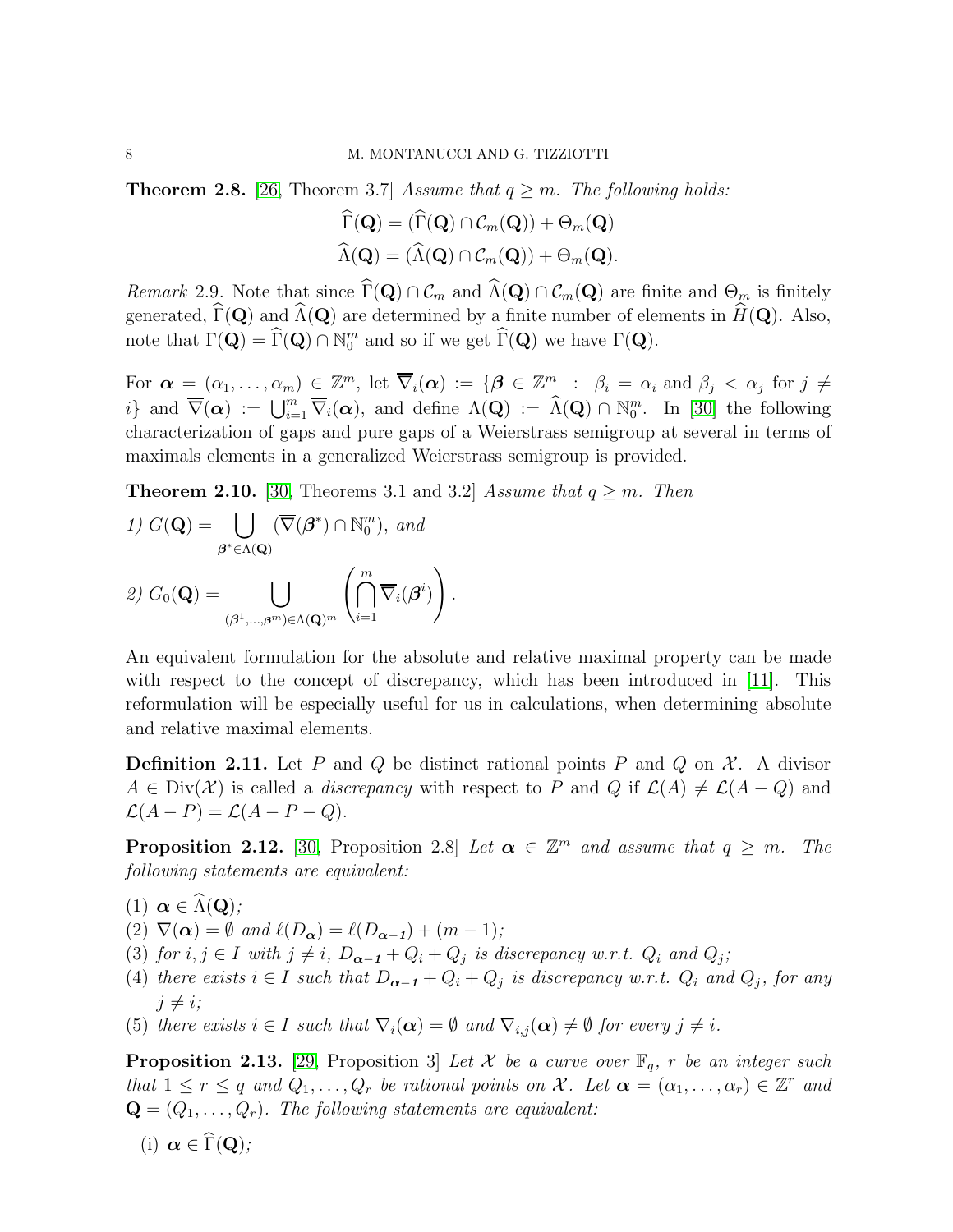**Theorem 2.8.** [26, Theorem 3.7] *Assume that $q \geq m$. The following holds:*

$$\widehat{\Gamma}(\mathbf{Q}) = (\widehat{\Gamma}(\mathbf{Q}) \cap \mathcal{C}_m(\mathbf{Q})) + \Theta_m(\mathbf{Q})$$
$$\widehat{\Lambda}(\mathbf{Q}) = (\widehat{\Lambda}(\mathbf{Q}) \cap \mathcal{C}_m(\mathbf{Q})) + \Theta_m(\mathbf{Q}).$$

*Remark* 2.9. Note that since $\widehat{\Gamma}(\mathbf{Q}) \cap \mathcal{C}_m$ and $\widehat{\Lambda}(\mathbf{Q}) \cap \mathcal{C}_m(\mathbf{Q})$ are finite and $\Theta_m$ is finitely generated, $\widehat{\Gamma}(\mathbf{Q})$ and $\widehat{\Lambda}(\mathbf{Q})$ are determined by a finite number of elements in $\widehat{H}(\mathbf{Q})$. Also, note that $\Gamma(\mathbf{Q}) = \widehat{\Gamma}(\mathbf{Q}) \cap \mathbb{N}_0^m$ and so if we get $\widehat{\Gamma}(\mathbf{Q})$ we have $\Gamma(\mathbf{Q})$.

For $\boldsymbol{\alpha} = (\alpha_1, \ldots, \alpha_m) \in \mathbb{Z}^m$, let $\overline{\nabla}_i(\boldsymbol{\alpha}) := \{\boldsymbol{\beta} \in \mathbb{Z}^m \ : \ \beta_i = \alpha_i \text{ and } \beta_j < \alpha_j \text{ for } j \neq i\}$ and $\overline{\nabla}(\boldsymbol{\alpha}) := \bigcup_{i=1}^m \overline{\nabla}_i(\boldsymbol{\alpha})$, and define $\Lambda(\mathbf{Q}) := \widehat{\Lambda}(\mathbf{Q}) \cap \mathbb{N}_0^m$. In [30] the following characterization of gaps and pure gaps of a Weierstrass semigroup at several in terms of maximals elements in a generalized Weierstrass semigroup is provided.

**Theorem 2.10.** [30, Theorems 3.1 and 3.2] *Assume that $q \geq m$. Then*

*1)* $G(\mathbf{Q}) = \displaystyle\bigcup_{\boldsymbol{\beta}^* \in \Lambda(\mathbf{Q})} (\overline{\nabla}(\boldsymbol{\beta}^*) \cap \mathbb{N}_0^m)$, *and*

*2)* $G_0(\mathbf{Q}) = \displaystyle\bigcup_{(\boldsymbol{\beta}^1, \ldots, \boldsymbol{\beta}^m) \in \Lambda(\mathbf{Q})^m} \left( \bigcap_{i=1}^m \overline{\nabla}_i(\boldsymbol{\beta}^i) \right)$.

An equivalent formulation for the absolute and relative maximal property can be made with respect to the concept of discrepancy, which has been introduced in [11]. This reformulation will be especially useful for us in calculations, when determining absolute and relative maximal elements.

**Definition 2.11.** Let $P$ and $Q$ be distinct rational points $P$ and $Q$ on $\mathcal{X}$. A divisor $A \in \text{Div}(\mathcal{X})$ is called a *discrepancy* with respect to $P$ and $Q$ if $\mathcal{L}(A) \neq \mathcal{L}(A - Q)$ and $\mathcal{L}(A - P) = \mathcal{L}(A - P - Q)$.

**Proposition 2.12.** [30, Proposition 2.8] *Let $\boldsymbol{\alpha} \in \mathbb{Z}^m$ and assume that $q \geq m$. The following statements are equivalent:*

(1) $\boldsymbol{\alpha} \in \widehat{\Lambda}(\mathbf{Q})$;
(2) $\nabla(\boldsymbol{\alpha}) = \emptyset$ *and* $\ell(D_{\boldsymbol{\alpha}}) = \ell(D_{\boldsymbol{\alpha}-\mathbf{1}}) + (m-1)$;
(3) *for $i, j \in I$ with $j \neq i$, $D_{\boldsymbol{\alpha}-\mathbf{1}} + Q_i + Q_j$ is discrepancy w.r.t. $Q_i$ and $Q_j$;*
(4) *there exists $i \in I$ such that $D_{\boldsymbol{\alpha}-\mathbf{1}} + Q_i + Q_j$ is discrepancy w.r.t. $Q_i$ and $Q_j$, for any $j \neq i$;*
(5) *there exists $i \in I$ such that $\nabla_i(\boldsymbol{\alpha}) = \emptyset$ and $\nabla_{i,j}(\boldsymbol{\alpha}) \neq \emptyset$ for every $j \neq i$.*

**Proposition 2.13.** [29, Proposition 3] *Let $\mathcal{X}$ be a curve over $\mathbb{F}_q$, $r$ be an integer such that $1 \leq r \leq q$ and $Q_1, \ldots, Q_r$ be rational points on $\mathcal{X}$. Let $\boldsymbol{\alpha} = (\alpha_1, \ldots, \alpha_r) \in \mathbb{Z}^r$ and $\mathbf{Q} = (Q_1, \ldots, Q_r)$. The following statements are equivalent:*

(i) $\boldsymbol{\alpha} \in \widehat{\Gamma}(\mathbf{Q})$;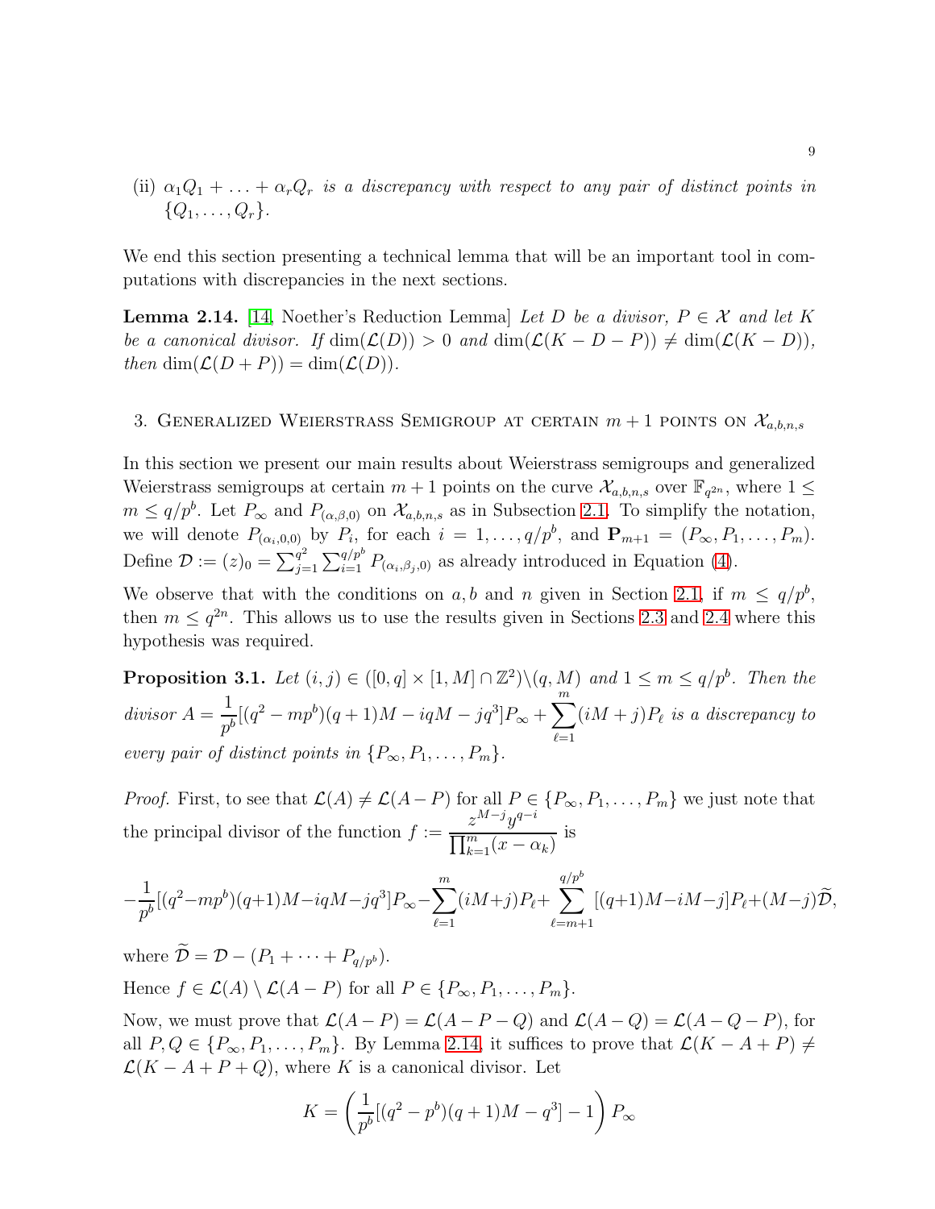(ii) $\alpha_1 Q_1 + \ldots + \alpha_r Q_r$ *is a discrepancy with respect to any pair of distinct points in* $\{Q_1, \ldots, Q_r\}$.

We end this section presenting a technical lemma that will be an important tool in computations with discrepancies in the next sections.

**Lemma 2.14.** [14, Noether's Reduction Lemma] *Let $D$ be a divisor, $P \in \mathcal{X}$ and let $K$ be a canonical divisor. If $\dim(\mathcal{L}(D)) > 0$ and $\dim(\mathcal{L}(K - D - P)) \neq \dim(\mathcal{L}(K - D))$, then $\dim(\mathcal{L}(D + P)) = \dim(\mathcal{L}(D))$.*

## 3. Generalized Weierstrass Semigroup at certain $m+1$ points on $\mathcal{X}_{a,b,n,s}$

In this section we present our main results about Weierstrass semigroups and generalized Weierstrass semigroups at certain $m+1$ points on the curve $\mathcal{X}_{a,b,n,s}$ over $\mathbb{F}_{q^{2n}}$, where $1 \leq m \leq q/p^b$. Let $P_\infty$ and $P_{(\alpha,\beta,0)}$ on $\mathcal{X}_{a,b,n,s}$ as in Subsection 2.1. To simplify the notation, we will denote $P_{(\alpha_i,0,0)}$ by $P_i$, for each $i = 1, \ldots, q/p^b$, and $\mathbf{P}_{m+1} = (P_\infty, P_1, \ldots, P_m)$. Define $\mathcal{D} := (z)_0 = \sum_{j=1}^{q^2} \sum_{i=1}^{q/p^b} P_{(\alpha_i,\beta_j,0)}$ as already introduced in Equation (4).

We observe that with the conditions on $a, b$ and $n$ given in Section 2.1, if $m \leq q/p^b$, then $m \leq q^{2n}$. This allows us to use the results given in Sections 2.3 and 2.4 where this hypothesis was required.

**Proposition 3.1.** *Let $(i,j) \in ([0,q] \times [1,M] \cap \mathbb{Z}^2) \backslash (q, M)$ and $1 \leq m \leq q/p^b$. Then the divisor $A = \dfrac{1}{p^b}[(q^2 - mp^b)(q+1)M - iqM - jq^3]P_\infty + \displaystyle\sum_{\ell=1}^{m}(iM + j)P_\ell$ is a discrepancy to every pair of distinct points in $\{P_\infty, P_1, \ldots, P_m\}$.*

*Proof.* First, to see that $\mathcal{L}(A) \neq \mathcal{L}(A - P)$ for all $P \in \{P_\infty, P_1, \ldots, P_m\}$ we just note that the principal divisor of the function $f := \dfrac{z^{M-j}y^{q-i}}{\prod_{k=1}^{m}(x - \alpha_k)}$ is

$$-\frac{1}{p^b}[(q^2 - mp^b)(q+1)M - iqM - jq^3]P_\infty - \sum_{\ell=1}^{m}(iM + j)P_\ell + \sum_{\ell=m+1}^{q/p^b}[(q+1)M - iM - j]P_\ell + (M - j)\widetilde{\mathcal{D}},$$

where $\widetilde{\mathcal{D}} = \mathcal{D} - (P_1 + \cdots + P_{q/p^b})$.

Hence $f \in \mathcal{L}(A) \setminus \mathcal{L}(A - P)$ for all $P \in \{P_\infty, P_1, \ldots, P_m\}$.

Now, we must prove that $\mathcal{L}(A - P) = \mathcal{L}(A - P - Q)$ and $\mathcal{L}(A - Q) = \mathcal{L}(A - Q - P)$, for all $P, Q \in \{P_\infty, P_1, \ldots, P_m\}$. By Lemma 2.14, it suffices to prove that $\mathcal{L}(K - A + P) \neq \mathcal{L}(K - A + P + Q)$, where $K$ is a canonical divisor. Let

$$K = \left(\frac{1}{p^b}[(q^2 - p^b)(q+1)M - q^3] - 1\right)P_\infty$$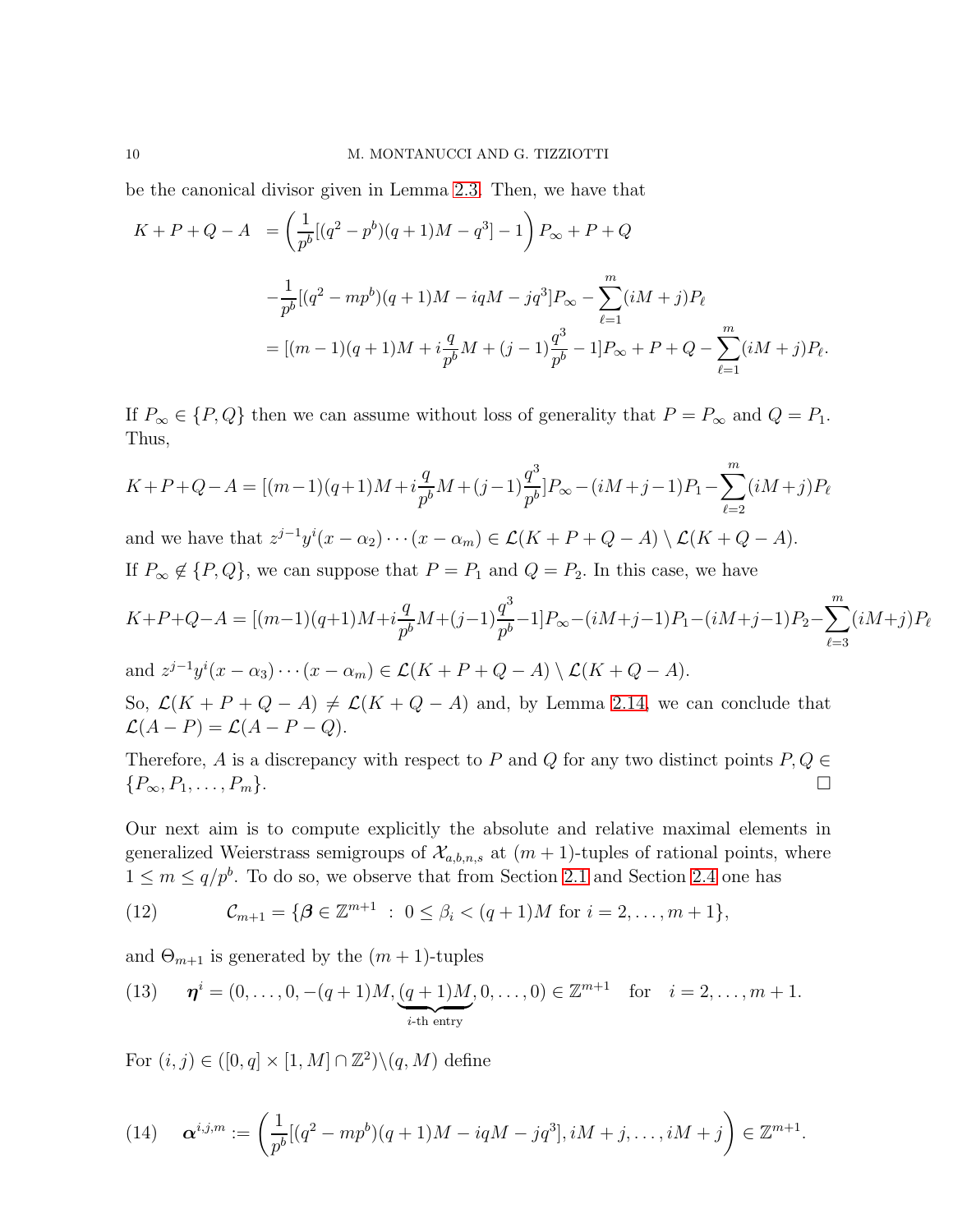be the canonical divisor given in Lemma 2.3. Then, we have that

$$
\begin{aligned}
K+P+Q-A &= \left(\frac{1}{p^b}[(q^2-p^b)(q+1)M-q^3]-1\right)P_\infty + P + Q \\
&\quad -\frac{1}{p^b}[(q^2-mp^b)(q+1)M-iqM-jq^3]P_\infty - \sum_{\ell=1}^{m}(iM+j)P_\ell \\
&= [(m-1)(q+1)M + i\frac{q}{p^b}M + (j-1)\frac{q^3}{p^b}-1]P_\infty + P + Q - \sum_{\ell=1}^{m}(iM+j)P_\ell.
\end{aligned}
$$

If $P_\infty \in \{P, Q\}$ then we can assume without loss of generality that $P = P_\infty$ and $Q = P_1$. Thus,

$$
K+P+Q-A = [(m-1)(q+1)M + i\frac{q}{p^b}M + (j-1)\frac{q^3}{p^b}]P_\infty - (iM+j-1)P_1 - \sum_{\ell=2}^{m}(iM+j)P_\ell
$$

and we have that $z^{j-1}y^i(x-\alpha_2)\cdots(x-\alpha_m) \in \mathcal{L}(K+P+Q-A)\setminus\mathcal{L}(K+Q-A)$.

If $P_\infty \notin \{P, Q\}$, we can suppose that $P = P_1$ and $Q = P_2$. In this case, we have

$$
K+P+Q-A = [(m-1)(q+1)M + i\frac{q}{p^b}M + (j-1)\frac{q^3}{p^b}-1]P_\infty - (iM+j-1)P_1 - (iM+j-1)P_2 - \sum_{\ell=3}^{m}(iM+j)P_\ell
$$

and $z^{j-1}y^i(x-\alpha_3)\cdots(x-\alpha_m) \in \mathcal{L}(K+P+Q-A)\setminus\mathcal{L}(K+Q-A)$.

So, $\mathcal{L}(K+P+Q-A) \neq \mathcal{L}(K+Q-A)$ and, by Lemma 2.14, we can conclude that $\mathcal{L}(A-P) = \mathcal{L}(A-P-Q)$.

Therefore, $A$ is a discrepancy with respect to $P$ and $Q$ for any two distinct points $P, Q \in \{P_\infty, P_1, \ldots, P_m\}$. $\square$

Our next aim is to compute explicitly the absolute and relative maximal elements in generalized Weierstrass semigroups of $\mathcal{X}_{a,b,n,s}$ at $(m+1)$-tuples of rational points, where $1 \leq m \leq q/p^b$. To do so, we observe that from Section 2.1 and Section 2.4 one has

$$
\mathcal{C}_{m+1} = \{\boldsymbol{\beta} \in \mathbb{Z}^{m+1} \;:\; 0 \leq \beta_i < (q+1)M \text{ for } i = 2, \ldots, m+1\}, \tag{12}
$$

and $\Theta_{m+1}$ is generated by the $(m+1)$-tuples

$$
\boldsymbol{\eta}^i = (0, \ldots, 0, -(q+1)M, \underbrace{(q+1)M}_{i\text{-th entry}}, 0, \ldots, 0) \in \mathbb{Z}^{m+1} \quad \text{for} \quad i = 2, \ldots, m+1. \tag{13}
$$

For $(i,j) \in ([0,q]\times[1,M]\cap\mathbb{Z}^2)\setminus(q,M)$ define

$$
\boldsymbol{\alpha}^{i,j,m} := \left(\frac{1}{p^b}[(q^2-mp^b)(q+1)M - iqM - jq^3], iM+j, \ldots, iM+j\right) \in \mathbb{Z}^{m+1}. \tag{14}
$$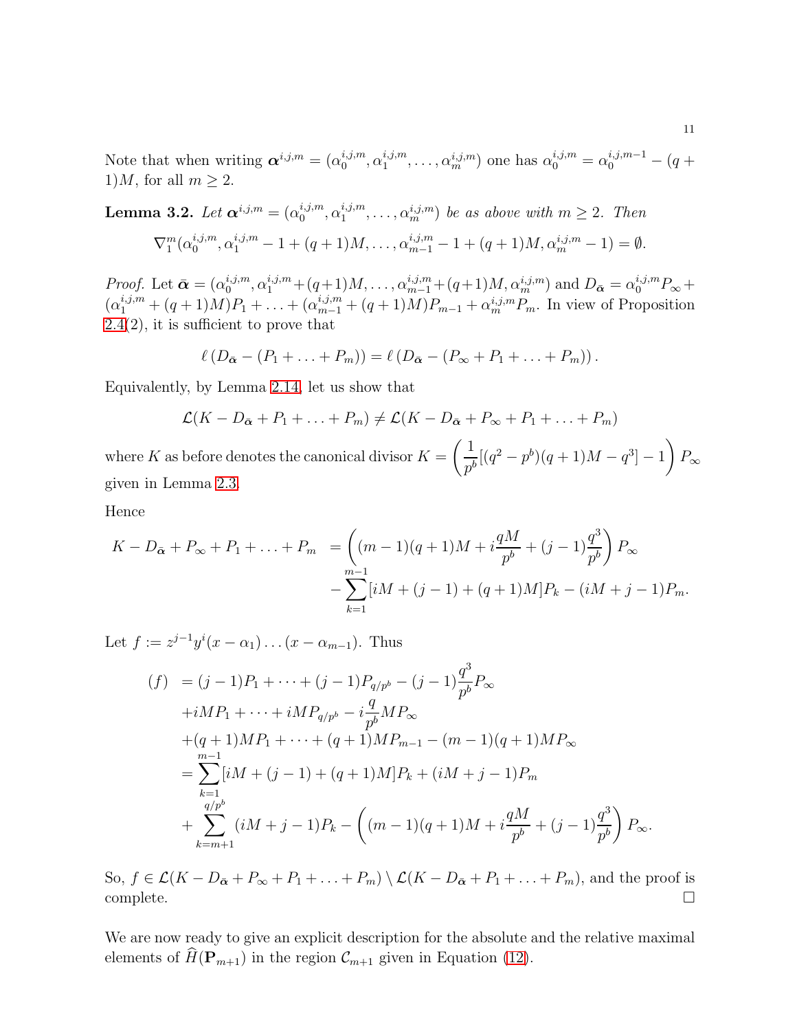Note that when writing $\boldsymbol{\alpha}^{i,j,m} = (\alpha_0^{i,j,m}, \alpha_1^{i,j,m}, \ldots, \alpha_m^{i,j,m})$ one has $\alpha_0^{i,j,m} = \alpha_0^{i,j,m-1} - (q+1)M$, for all $m \geq 2$.

**Lemma 3.2.** *Let $\boldsymbol{\alpha}^{i,j,m} = (\alpha_0^{i,j,m}, \alpha_1^{i,j,m}, \ldots, \alpha_m^{i,j,m})$ be as above with $m \geq 2$. Then*

$$\nabla_1^m(\alpha_0^{i,j,m}, \alpha_1^{i,j,m} - 1 + (q+1)M, \ldots, \alpha_{m-1}^{i,j,m} - 1 + (q+1)M, \alpha_m^{i,j,m} - 1) = \emptyset.$$

*Proof.* Let $\bar{\boldsymbol{\alpha}} = (\alpha_0^{i,j,m}, \alpha_1^{i,j,m} + (q+1)M, \ldots, \alpha_{m-1}^{i,j,m} + (q+1)M, \alpha_m^{i,j,m})$ and $D_{\bar{\boldsymbol{\alpha}}} = \alpha_0^{i,j,m} P_\infty + (\alpha_1^{i,j,m} + (q+1)M)P_1 + \ldots + (\alpha_{m-1}^{i,j,m} + (q+1)M)P_{m-1} + \alpha_m^{i,j,m} P_m$. In view of Proposition 2.4(2), it is sufficient to prove that

$$\ell\left(D_{\bar{\boldsymbol{\alpha}}} - (P_1 + \ldots + P_m)\right) = \ell\left(D_{\bar{\boldsymbol{\alpha}}} - (P_\infty + P_1 + \ldots + P_m)\right).$$

Equivalently, by Lemma 2.14, let us show that

$$\mathcal{L}(K - D_{\bar{\boldsymbol{\alpha}}} + P_1 + \ldots + P_m) \neq \mathcal{L}(K - D_{\bar{\boldsymbol{\alpha}}} + P_\infty + P_1 + \ldots + P_m)$$

where $K$ as before denotes the canonical divisor $K = \left(\dfrac{1}{p^b}[(q^2 - p^b)(q+1)M - q^3] - 1\right) P_\infty$ given in Lemma 2.3.

Hence

$$\begin{aligned}
K - D_{\bar{\boldsymbol{\alpha}}} + P_\infty + P_1 + \ldots + P_m &= \left((m-1)(q+1)M + i\frac{qM}{p^b} + (j-1)\frac{q^3}{p^b}\right) P_\infty \\
&\quad - \sum_{k=1}^{m-1} [iM + (j-1) + (q+1)M] P_k - (iM + j - 1)P_m.
\end{aligned}$$

Let $f := z^{j-1} y^i (x - \alpha_1) \ldots (x - \alpha_{m-1})$. Thus

$$\begin{aligned}
(f) &= (j-1)P_1 + \cdots + (j-1)P_{q/p^b} - (j-1)\frac{q^3}{p^b} P_\infty \\
&\quad + iMP_1 + \cdots + iMP_{q/p^b} - i\frac{q}{p^b} MP_\infty \\
&\quad + (q+1)MP_1 + \cdots + (q+1)MP_{m-1} - (m-1)(q+1)MP_\infty \\
&= \sum_{k=1}^{m-1} [iM + (j-1) + (q+1)M] P_k + (iM + j - 1)P_m \\
&\quad + \sum_{k=m+1}^{q/p^b} (iM + j - 1)P_k - \left((m-1)(q+1)M + i\frac{qM}{p^b} + (j-1)\frac{q^3}{p^b}\right) P_\infty.
\end{aligned}$$

So, $f \in \mathcal{L}(K - D_{\bar{\boldsymbol{\alpha}}} + P_\infty + P_1 + \ldots + P_m) \setminus \mathcal{L}(K - D_{\bar{\boldsymbol{\alpha}}} + P_1 + \ldots + P_m)$, and the proof is complete. $\square$

We are now ready to give an explicit description for the absolute and the relative maximal elements of $\widehat{H}(\mathbf{P}_{m+1})$ in the region $\mathcal{C}_{m+1}$ given in Equation (12).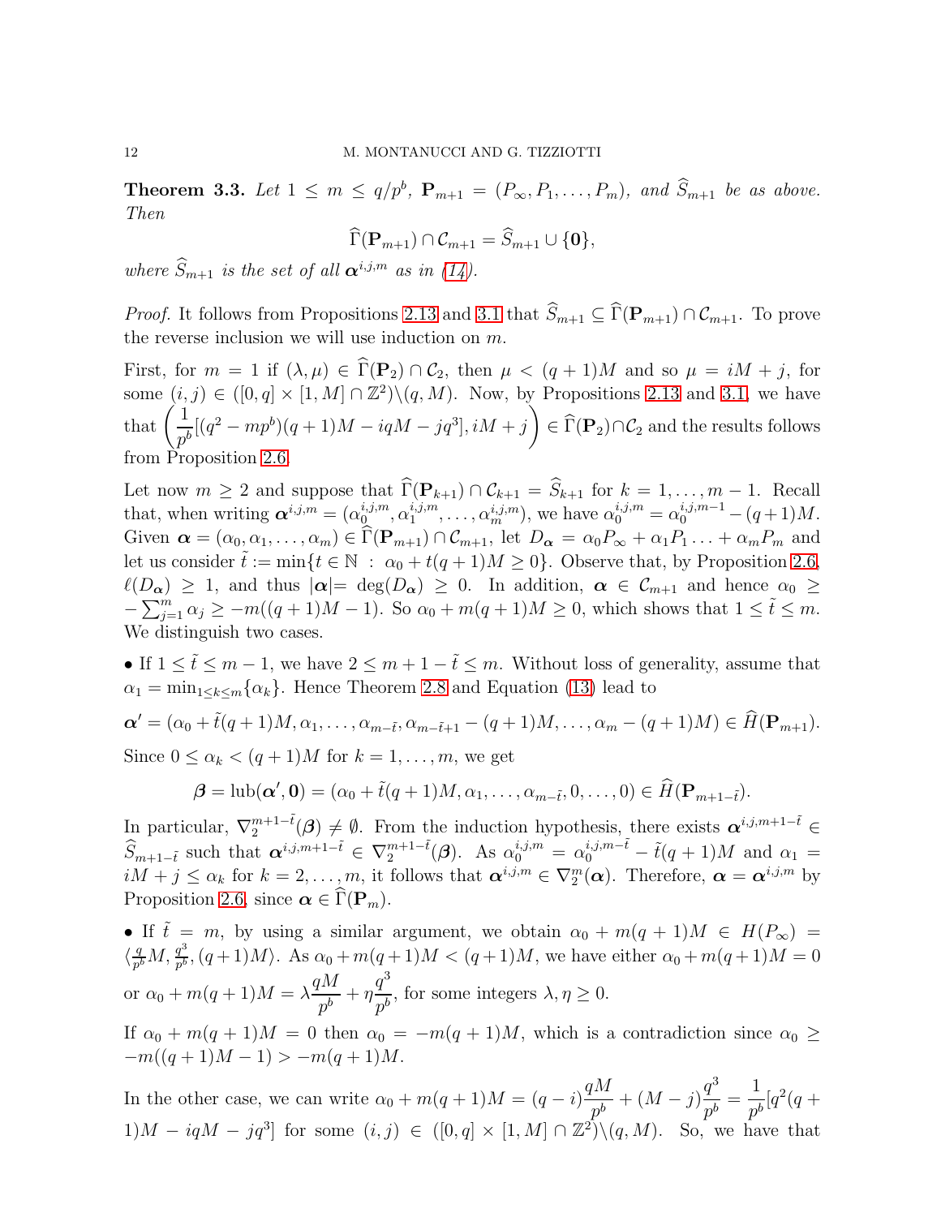**Theorem 3.3.** *Let $1 \leq m \leq q/p^b$, $\mathbf{P}_{m+1} = (P_\infty, P_1, \ldots, P_m)$, and $\widehat{S}_{m+1}$ be as above. Then*

$$\widehat{\Gamma}(\mathbf{P}_{m+1}) \cap \mathcal{C}_{m+1} = \widehat{S}_{m+1} \cup \{\mathbf{0}\},$$

*where $\widehat{S}_{m+1}$ is the set of all $\boldsymbol{\alpha}^{i,j,m}$ as in (14).*

*Proof.* It follows from Propositions 2.13 and 3.1 that $\widehat{S}_{m+1} \subseteq \widehat{\Gamma}(\mathbf{P}_{m+1}) \cap \mathcal{C}_{m+1}$. To prove the reverse inclusion we will use induction on $m$.

First, for $m = 1$ if $(\lambda, \mu) \in \widehat{\Gamma}(\mathbf{P}_2) \cap \mathcal{C}_2$, then $\mu < (q+1)M$ and so $\mu = iM + j$, for some $(i,j) \in ([0,q] \times [1,M] \cap \mathbb{Z}^2) \backslash (q, M)$. Now, by Propositions 2.13 and 3.1, we have that $\left(\dfrac{1}{p^b}[(q^2 - mp^b)(q+1)M - iqM - jq^3], iM + j\right) \in \widehat{\Gamma}(\mathbf{P}_2) \cap \mathcal{C}_2$ and the results follows from Proposition 2.6.

Let now $m \geq 2$ and suppose that $\widehat{\Gamma}(\mathbf{P}_{k+1}) \cap \mathcal{C}_{k+1} = \widehat{S}_{k+1}$ for $k = 1, \ldots, m-1$. Recall that, when writing $\boldsymbol{\alpha}^{i,j,m} = (\alpha_0^{i,j,m}, \alpha_1^{i,j,m}, \ldots, \alpha_m^{i,j,m})$, we have $\alpha_0^{i,j,m} = \alpha_0^{i,j,m-1} - (q+1)M$. Given $\boldsymbol{\alpha} = (\alpha_0, \alpha_1, \ldots, \alpha_m) \in \widehat{\Gamma}(\mathbf{P}_{m+1}) \cap \mathcal{C}_{m+1}$, let $D_{\boldsymbol{\alpha}} = \alpha_0 P_\infty + \alpha_1 P_1 \ldots + \alpha_m P_m$ and let us consider $\tilde{t} := \min\{t \in \mathbb{N} \,:\, \alpha_0 + t(q+1)M \geq 0\}$. Observe that, by Proposition 2.6, $\ell(D_{\boldsymbol{\alpha}}) \geq 1$, and thus $|\boldsymbol{\alpha}| = \deg(D_{\boldsymbol{\alpha}}) \geq 0$. In addition, $\boldsymbol{\alpha} \in \mathcal{C}_{m+1}$ and hence $\alpha_0 \geq -\sum_{j=1}^m \alpha_j \geq -m((q+1)M - 1)$. So $\alpha_0 + m(q+1)M \geq 0$, which shows that $1 \leq \tilde{t} \leq m$. We distinguish two cases.

- If $1 \leq \tilde{t} \leq m-1$, we have $2 \leq m + 1 - \tilde{t} \leq m$. Without loss of generality, assume that $\alpha_1 = \min_{1 \leq k \leq m}\{\alpha_k\}$. Hence Theorem 2.8 and Equation (13) lead to

$$\boldsymbol{\alpha}' = (\alpha_0 + \tilde{t}(q+1)M, \alpha_1, \ldots, \alpha_{m-\tilde{t}}, \alpha_{m-\tilde{t}+1} - (q+1)M, \ldots, \alpha_m - (q+1)M) \in \widehat{H}(\mathbf{P}_{m+1}).$$

Since $0 \leq \alpha_k < (q+1)M$ for $k = 1, \ldots, m$, we get

$$\boldsymbol{\beta} = \operatorname{lub}(\boldsymbol{\alpha}', \mathbf{0}) = (\alpha_0 + \tilde{t}(q+1)M, \alpha_1, \ldots, \alpha_{m-\tilde{t}}, 0, \ldots, 0) \in \widehat{H}(\mathbf{P}_{m+1-\tilde{t}}).$$

In particular, $\nabla_2^{m+1-\tilde{t}}(\boldsymbol{\beta}) \neq \emptyset$. From the induction hypothesis, there exists $\boldsymbol{\alpha}^{i,j,m+1-\tilde{t}} \in \widehat{S}_{m+1-\tilde{t}}$ such that $\boldsymbol{\alpha}^{i,j,m+1-\tilde{t}} \in \nabla_2^{m+1-\tilde{t}}(\boldsymbol{\beta})$. As $\alpha_0^{i,j,m} = \alpha_0^{i,j,m-\tilde{t}} - \tilde{t}(q+1)M$ and $\alpha_1 = iM + j \leq \alpha_k$ for $k = 2, \ldots, m$, it follows that $\boldsymbol{\alpha}^{i,j,m} \in \nabla_2^m(\boldsymbol{\alpha})$. Therefore, $\boldsymbol{\alpha} = \boldsymbol{\alpha}^{i,j,m}$ by Proposition 2.6, since $\boldsymbol{\alpha} \in \widehat{\Gamma}(\mathbf{P}_m)$.

- If $\tilde{t} = m$, by using a similar argument, we obtain $\alpha_0 + m(q+1)M \in H(P_\infty) = \langle \frac{q}{p^b}M, \frac{q^3}{p^b}, (q+1)M \rangle$. As $\alpha_0 + m(q+1)M < (q+1)M$, we have either $\alpha_0 + m(q+1)M = 0$ or $\alpha_0 + m(q+1)M = \lambda \dfrac{qM}{p^b} + \eta \dfrac{q^3}{p^b}$, for some integers $\lambda, \eta \geq 0$.

If $\alpha_0 + m(q+1)M = 0$ then $\alpha_0 = -m(q+1)M$, which is a contradiction since $\alpha_0 \geq -m((q+1)M - 1) > -m(q+1)M$.

In the other case, we can write $\alpha_0 + m(q+1)M = (q-i)\dfrac{qM}{p^b} + (M-j)\dfrac{q^3}{p^b} = \dfrac{1}{p^b}[q^2(q+1)M - iqM - jq^3]$ for some $(i,j) \in ([0,q] \times [1,M] \cap \mathbb{Z}^2) \backslash (q, M)$. So, we have that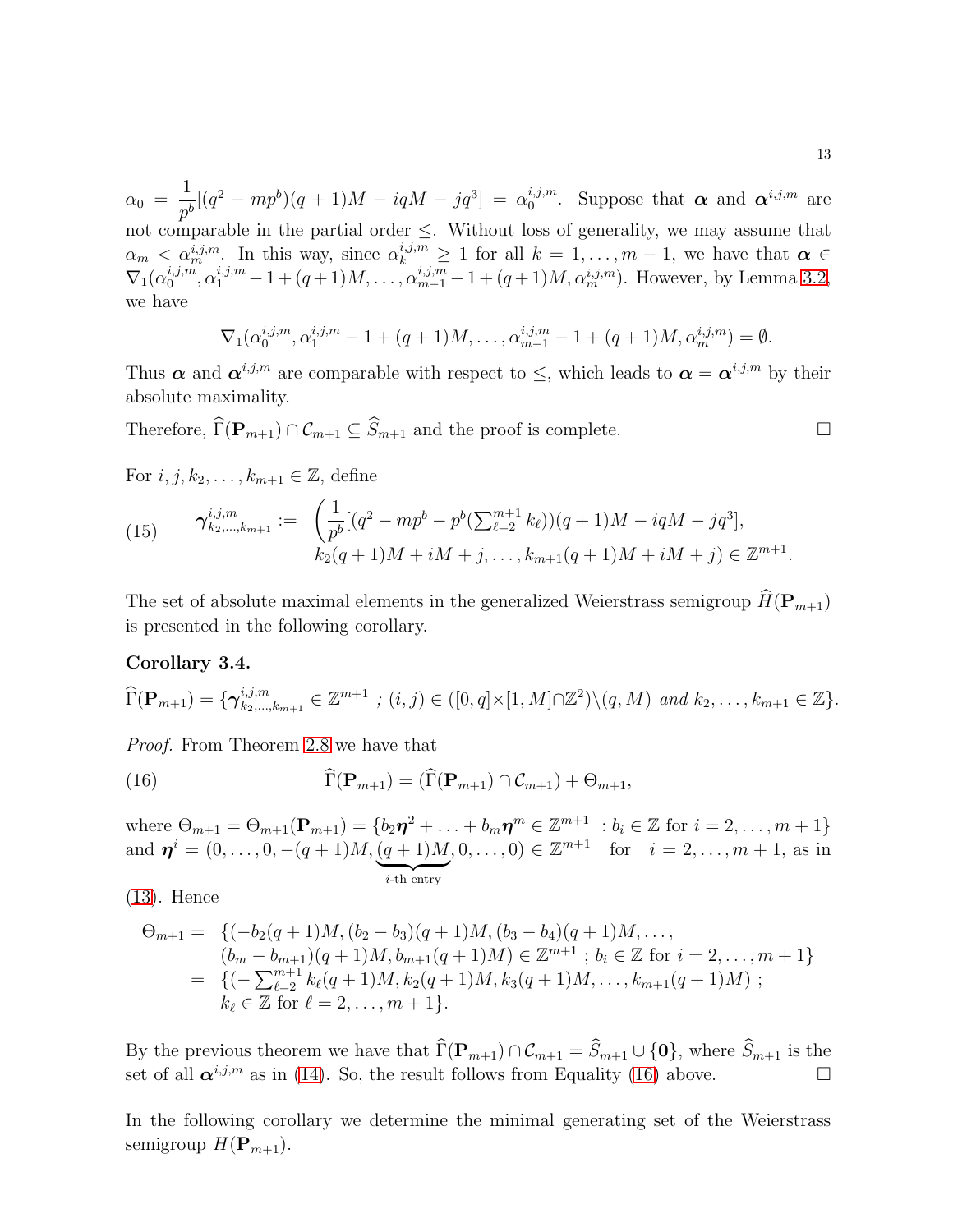$\alpha_0 = \dfrac{1}{p^b}[(q^2 - mp^b)(q+1)M - iqM - jq^3] = \alpha_0^{i,j,m}$. Suppose that $\boldsymbol{\alpha}$ and $\boldsymbol{\alpha}^{i,j,m}$ are not comparable in the partial order $\leq$. Without loss of generality, we may assume that $\alpha_m < \alpha_m^{i,j,m}$. In this way, since $\alpha_k^{i,j,m} \geq 1$ for all $k = 1, \ldots, m-1$, we have that $\boldsymbol{\alpha} \in \nabla_1(\alpha_0^{i,j,m}, \alpha_1^{i,j,m} - 1 + (q+1)M, \ldots, \alpha_{m-1}^{i,j,m} - 1 + (q+1)M, \alpha_m^{i,j,m})$. However, by Lemma 3.2, we have

$$\nabla_1(\alpha_0^{i,j,m}, \alpha_1^{i,j,m} - 1 + (q+1)M, \ldots, \alpha_{m-1}^{i,j,m} - 1 + (q+1)M, \alpha_m^{i,j,m}) = \emptyset.$$

Thus $\boldsymbol{\alpha}$ and $\boldsymbol{\alpha}^{i,j,m}$ are comparable with respect to $\leq$, which leads to $\boldsymbol{\alpha} = \boldsymbol{\alpha}^{i,j,m}$ by their absolute maximality.

Therefore, $\widehat{\Gamma}(\mathbf{P}_{m+1}) \cap \mathcal{C}_{m+1} \subseteq \widehat{S}_{m+1}$ and the proof is complete. $\square$

For $i, j, k_2, \ldots, k_{m+1} \in \mathbb{Z}$, define

$$\begin{aligned}
(15) \qquad \boldsymbol{\gamma}^{i,j,m}_{k_2,\ldots,k_{m+1}} := \ & \Big(\frac{1}{p^b}[(q^2 - mp^b - p^b(\textstyle\sum_{\ell=2}^{m+1} k_\ell))(q+1)M - iqM - jq^3], \\
& k_2(q+1)M + iM + j, \ldots, k_{m+1}(q+1)M + iM + j\Big) \in \mathbb{Z}^{m+1}.
\end{aligned}$$

The set of absolute maximal elements in the generalized Weierstrass semigroup $\widehat{H}(\mathbf{P}_{m+1})$ is presented in the following corollary.

**Corollary 3.4.**

$\widehat{\Gamma}(\mathbf{P}_{m+1}) = \{\boldsymbol{\gamma}^{i,j,m}_{k_2,\ldots,k_{m+1}} \in \mathbb{Z}^{m+1} \ ; (i,j) \in ([0,q]\times[1,M]\cap\mathbb{Z}^2)\backslash(q,M)$ *and* $k_2, \ldots, k_{m+1} \in \mathbb{Z}\}$.

*Proof.* From Theorem 2.8 we have that

$$(16) \qquad \widehat{\Gamma}(\mathbf{P}_{m+1}) = (\widehat{\Gamma}(\mathbf{P}_{m+1}) \cap \mathcal{C}_{m+1}) + \Theta_{m+1},$$

where $\Theta_{m+1} = \Theta_{m+1}(\mathbf{P}_{m+1}) = \{b_2\boldsymbol{\eta}^2 + \ldots + b_m\boldsymbol{\eta}^m \in \mathbb{Z}^{m+1} \ : b_i \in \mathbb{Z} \text{ for } i = 2, \ldots, m+1\}$ and $\boldsymbol{\eta}^i = (0, \ldots, 0, -(q+1)M, \underbrace{(q+1)M}_{i\text{-th entry}}, 0, \ldots, 0) \in \mathbb{Z}^{m+1}$ for $i = 2, \ldots, m+1$, as in (13). Hence

$$\begin{aligned}
\Theta_{m+1} = \ & \{(-b_2(q+1)M, (b_2 - b_3)(q+1)M, (b_3 - b_4)(q+1)M, \ldots, \\
& (b_m - b_{m+1})(q+1)M, b_{m+1}(q+1)M) \in \mathbb{Z}^{m+1} \ ; b_i \in \mathbb{Z} \text{ for } i = 2, \ldots, m+1\} \\
= \ & \{(-\textstyle\sum_{\ell=2}^{m+1} k_\ell(q+1)M, k_2(q+1)M, k_3(q+1)M, \ldots, k_{m+1}(q+1)M) \ ; \\
& k_\ell \in \mathbb{Z} \text{ for } \ell = 2, \ldots, m+1\}.
\end{aligned}$$

By the previous theorem we have that $\widehat{\Gamma}(\mathbf{P}_{m+1}) \cap \mathcal{C}_{m+1} = \widehat{S}_{m+1} \cup \{\mathbf{0}\}$, where $\widehat{S}_{m+1}$ is the set of all $\boldsymbol{\alpha}^{i,j,m}$ as in (14). So, the result follows from Equality (16) above. $\square$

In the following corollary we determine the minimal generating set of the Weierstrass semigroup $H(\mathbf{P}_{m+1})$.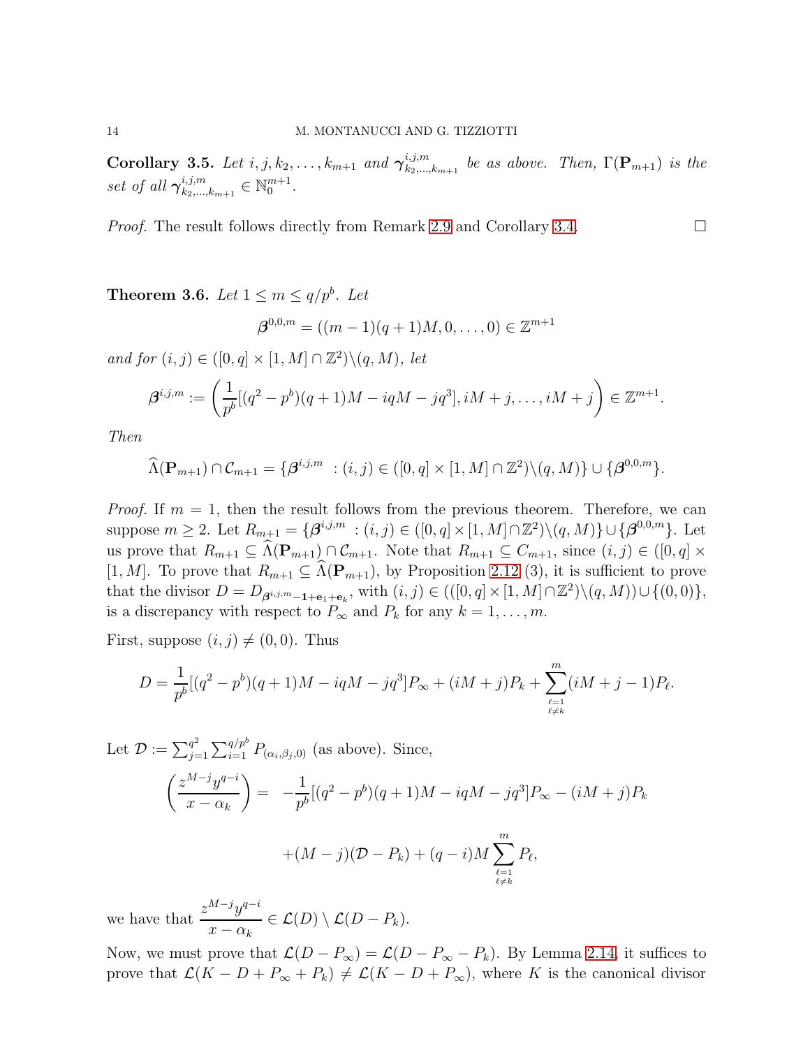**Corollary 3.5.** *Let $i, j, k_2, \ldots, k_{m+1}$ and $\boldsymbol{\gamma}^{i,j,m}_{k_2,\ldots,k_{m+1}}$ be as above. Then, $\Gamma(\mathbf{P}_{m+1})$ is the set of all $\boldsymbol{\gamma}^{i,j,m}_{k_2,\ldots,k_{m+1}} \in \mathbb{N}_0^{m+1}$.*

*Proof.* The result follows directly from Remark 2.9 and Corollary 3.4. $\square$

**Theorem 3.6.** *Let $1 \leq m \leq q/p^b$. Let*

$$\boldsymbol{\beta}^{0,0,m} = ((m-1)(q+1)M, 0, \ldots, 0) \in \mathbb{Z}^{m+1}$$

*and for $(i,j) \in ([0,q] \times [1,M] \cap \mathbb{Z}^2) \backslash (q, M)$, let*

$$\boldsymbol{\beta}^{i,j,m} := \left( \frac{1}{p^b}[(q^2-p^b)(q+1)M - iqM - jq^3], iM+j, \ldots, iM+j \right) \in \mathbb{Z}^{m+1}.$$

*Then*

$$\widehat{\Lambda}(\mathbf{P}_{m+1}) \cap \mathcal{C}_{m+1} = \{\boldsymbol{\beta}^{i,j,m} \ : (i,j) \in ([0,q] \times [1,M] \cap \mathbb{Z}^2) \backslash (q,M)\} \cup \{\boldsymbol{\beta}^{0,0,m}\}.$$

*Proof.* If $m = 1$, then the result follows from the previous theorem. Therefore, we can suppose $m \geq 2$. Let $R_{m+1} = \{\boldsymbol{\beta}^{i,j,m} \ : (i,j) \in ([0,q] \times [1,M] \cap \mathbb{Z}^2) \backslash (q,M)\} \cup \{\boldsymbol{\beta}^{0,0,m}\}$. Let us prove that $R_{m+1} \subseteq \widehat{\Lambda}(\mathbf{P}_{m+1}) \cap \mathcal{C}_{m+1}$. Note that $R_{m+1} \subseteq C_{m+1}$, since $(i,j) \in ([0,q] \times [1,M]$. To prove that $R_{m+1} \subseteq \widehat{\Lambda}(\mathbf{P}_{m+1})$, by Proposition 2.12 (3), it is sufficient to prove that the divisor $D = D_{\boldsymbol{\beta}^{i,j,m} - \mathbf{1} + \mathbf{e}_1 + \mathbf{e}_k}$, with $(i,j) \in (([0,q] \times [1,M] \cap \mathbb{Z}^2) \backslash (q,M)) \cup \{(0,0)\}$, is a discrepancy with respect to $P_\infty$ and $P_k$ for any $k = 1, \ldots, m$.

First, suppose $(i,j) \neq (0,0)$. Thus

$$D = \frac{1}{p^b}[(q^2-p^b)(q+1)M - iqM - jq^3]P_\infty + (iM+j)P_k + \sum_{\substack{\ell=1 \\ \ell \neq k}}^{m} (iM+j-1)P_\ell.$$

Let $\mathcal{D} := \sum_{j=1}^{q^2} \sum_{i=1}^{q/p^b} P_{(\alpha_i, \beta_j, 0)}$ (as above). Since,

$$\begin{aligned}
\left( \frac{z^{M-j} y^{q-i}}{x - \alpha_k} \right) = & \ -\frac{1}{p^b}[(q^2-p^b)(q+1)M - iqM - jq^3]P_\infty - (iM+j)P_k \\
& + (M-j)(\mathcal{D} - P_k) + (q-i)M \sum_{\substack{\ell=1 \\ \ell \neq k}}^{m} P_\ell,
\end{aligned}$$

we have that $\dfrac{z^{M-j} y^{q-i}}{x - \alpha_k} \in \mathcal{L}(D) \setminus \mathcal{L}(D - P_k)$.

Now, we must prove that $\mathcal{L}(D - P_\infty) = \mathcal{L}(D - P_\infty - P_k)$. By Lemma 2.14, it suffices to prove that $\mathcal{L}(K - D + P_\infty + P_k) \neq \mathcal{L}(K - D + P_\infty)$, where $K$ is the canonical divisor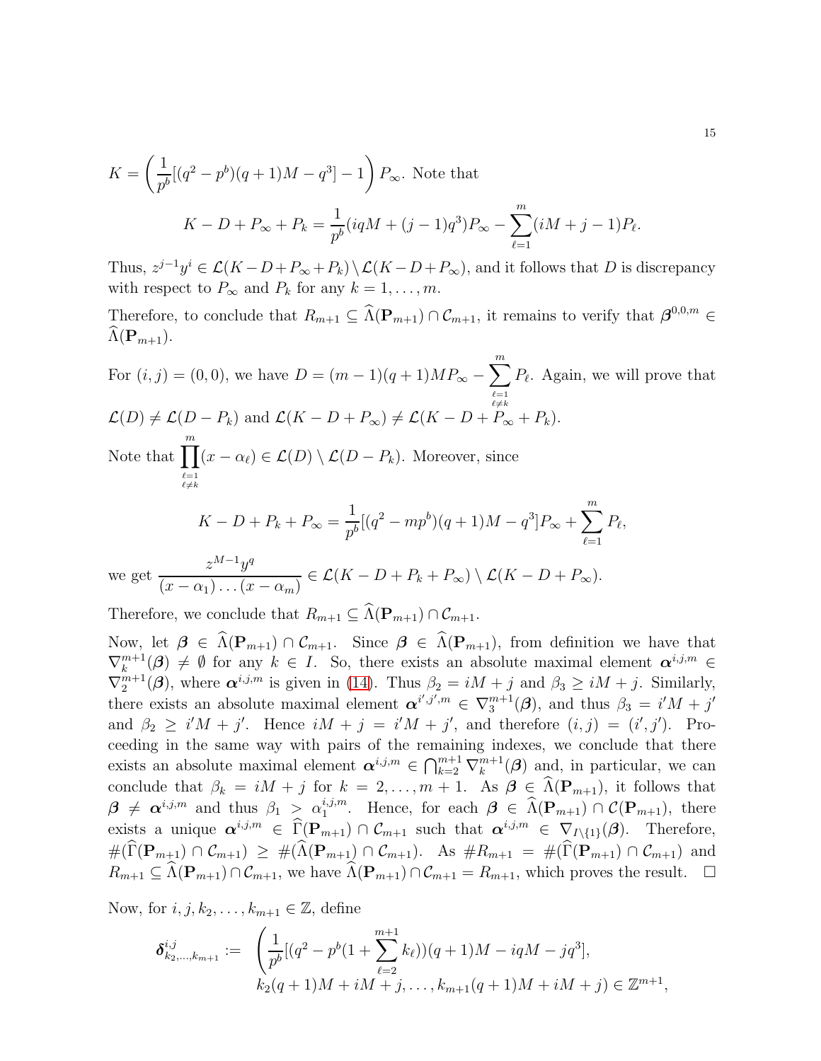$K = \left(\frac{1}{p^b}[(q^2-p^b)(q+1)M - q^3] - 1\right) P_\infty$. Note that

$$K - D + P_\infty + P_k = \frac{1}{p^b}(iqM + (j-1)q^3)P_\infty - \sum_{\ell=1}^{m}(iM+j-1)P_\ell.$$

Thus, $z^{j-1}y^i \in \mathcal{L}(K-D+P_\infty+P_k) \setminus \mathcal{L}(K-D+P_\infty)$, and it follows that $D$ is discrepancy with respect to $P_\infty$ and $P_k$ for any $k = 1, \ldots, m$.

Therefore, to conclude that $R_{m+1} \subseteq \widehat{\Lambda}(\mathbf{P}_{m+1}) \cap \mathcal{C}_{m+1}$, it remains to verify that $\boldsymbol{\beta}^{0,0,m} \in \widehat{\Lambda}(\mathbf{P}_{m+1})$.

For $(i,j) = (0,0)$, we have $D = (m-1)(q+1)MP_\infty - \sum_{\substack{\ell=1 \\ \ell \neq k}}^{m} P_\ell$. Again, we will prove that $\mathcal{L}(D) \neq \mathcal{L}(D - P_k)$ and $\mathcal{L}(K - D + P_\infty) \neq \mathcal{L}(K - D + P_\infty + P_k)$.

Note that $\prod_{\substack{\ell=1 \\ \ell \neq k}}^{m}(x - \alpha_\ell) \in \mathcal{L}(D) \setminus \mathcal{L}(D - P_k)$. Moreover, since

$$K - D + P_k + P_\infty = \frac{1}{p^b}[(q^2 - mp^b)(q+1)M - q^3]P_\infty + \sum_{\ell=1}^{m} P_\ell,$$

we get $\dfrac{z^{M-1}y^q}{(x-\alpha_1)\ldots(x-\alpha_m)} \in \mathcal{L}(K - D + P_k + P_\infty) \setminus \mathcal{L}(K - D + P_\infty)$.

Therefore, we conclude that $R_{m+1} \subseteq \widehat{\Lambda}(\mathbf{P}_{m+1}) \cap \mathcal{C}_{m+1}$.

Now, let $\boldsymbol{\beta} \in \widehat{\Lambda}(\mathbf{P}_{m+1}) \cap \mathcal{C}_{m+1}$. Since $\boldsymbol{\beta} \in \widehat{\Lambda}(\mathbf{P}_{m+1})$, from definition we have that $\nabla_k^{m+1}(\boldsymbol{\beta}) \neq \emptyset$ for any $k \in I$. So, there exists an absolute maximal element $\boldsymbol{\alpha}^{i,j,m} \in \nabla_2^{m+1}(\boldsymbol{\beta})$, where $\boldsymbol{\alpha}^{i,j,m}$ is given in (14). Thus $\beta_2 = iM + j$ and $\beta_3 \geq iM + j$. Similarly, there exists an absolute maximal element $\boldsymbol{\alpha}^{i',j',m} \in \nabla_3^{m+1}(\boldsymbol{\beta})$, and thus $\beta_3 = i'M + j'$ and $\beta_2 \geq i'M + j'$. Hence $iM + j = i'M + j'$, and therefore $(i,j) = (i',j')$. Proceeding in the same way with pairs of the remaining indexes, we conclude that there exists an absolute maximal element $\boldsymbol{\alpha}^{i,j,m} \in \bigcap_{k=2}^{m+1} \nabla_k^{m+1}(\boldsymbol{\beta})$ and, in particular, we can conclude that $\beta_k = iM + j$ for $k = 2, \ldots, m+1$. As $\boldsymbol{\beta} \in \widehat{\Lambda}(\mathbf{P}_{m+1})$, it follows that $\boldsymbol{\beta} \neq \boldsymbol{\alpha}^{i,j,m}$ and thus $\beta_1 > \alpha_1^{i,j,m}$. Hence, for each $\boldsymbol{\beta} \in \widehat{\Lambda}(\mathbf{P}_{m+1}) \cap \mathcal{C}(\mathbf{P}_{m+1})$, there exists a unique $\boldsymbol{\alpha}^{i,j,m} \in \widehat{\Gamma}(\mathbf{P}_{m+1}) \cap \mathcal{C}_{m+1}$ such that $\boldsymbol{\alpha}^{i,j,m} \in \nabla_{I\setminus\{1\}}(\boldsymbol{\beta})$. Therefore, $\#(\widehat{\Gamma}(\mathbf{P}_{m+1}) \cap \mathcal{C}_{m+1}) \geq \#(\widehat{\Lambda}(\mathbf{P}_{m+1}) \cap \mathcal{C}_{m+1})$. As $\#R_{m+1} = \#(\widehat{\Gamma}(\mathbf{P}_{m+1}) \cap \mathcal{C}_{m+1})$ and $R_{m+1} \subseteq \widehat{\Lambda}(\mathbf{P}_{m+1}) \cap \mathcal{C}_{m+1}$, we have $\widehat{\Lambda}(\mathbf{P}_{m+1}) \cap \mathcal{C}_{m+1} = R_{m+1}$, which proves the result. $\square$

Now, for $i, j, k_2, \ldots, k_{m+1} \in \mathbb{Z}$, define

$$\begin{aligned}\boldsymbol{\delta}^{i,j}_{k_2,\ldots,k_{m+1}} := \ & \Big(\frac{1}{p^b}[(q^2 - p^b(1 + \sum_{\ell=2}^{m+1} k_\ell))(q+1)M - iqM - jq^3], \\ & k_2(q+1)M + iM + j, \ldots, k_{m+1}(q+1)M + iM + j\Big) \in \mathbb{Z}^{m+1},\end{aligned}$$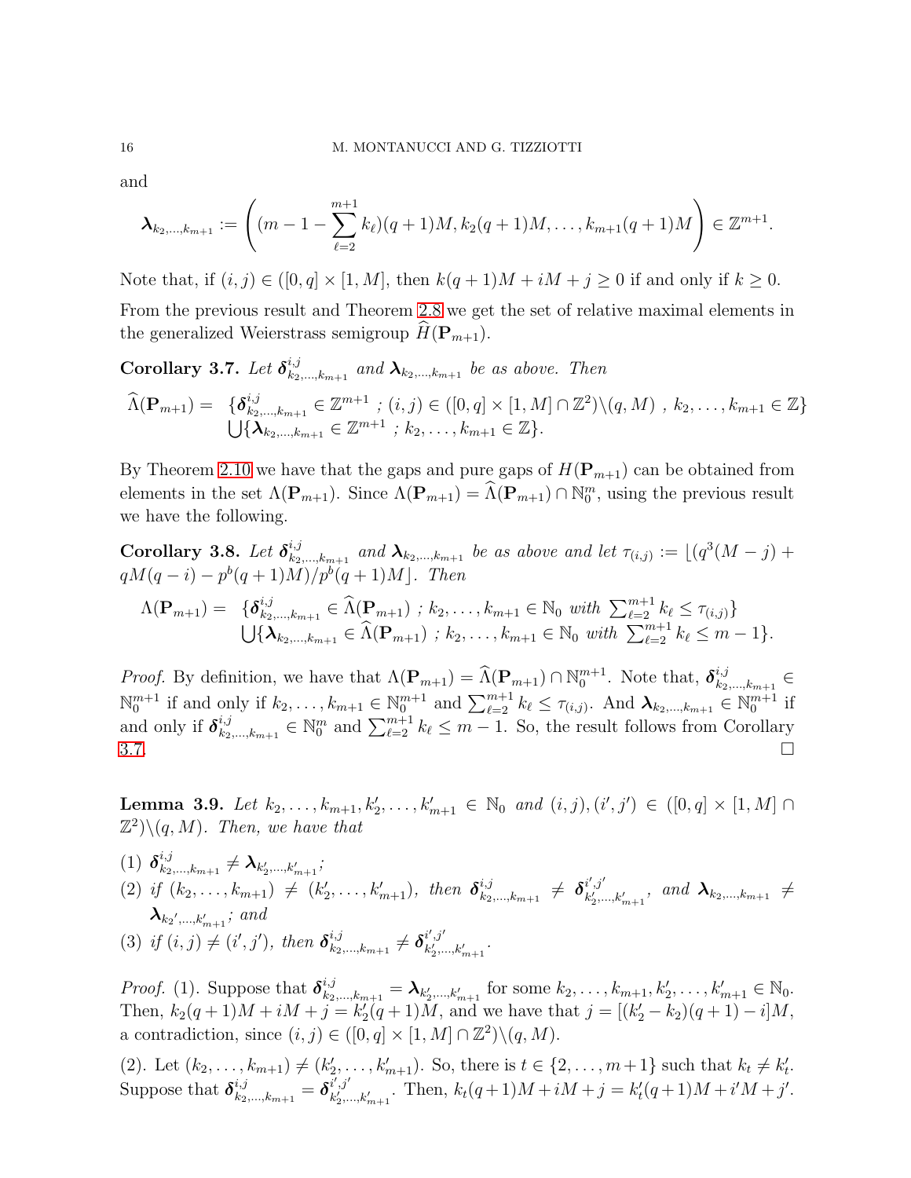and

$$\boldsymbol{\lambda}_{k_2,\ldots,k_{m+1}} := \left( (m-1-\sum_{\ell=2}^{m+1} k_\ell)(q+1)M, k_2(q+1)M, \ldots, k_{m+1}(q+1)M \right) \in \mathbb{Z}^{m+1}.$$

Note that, if $(i,j) \in ([0,q] \times [1,M]$, then $k(q+1)M + iM + j \geq 0$ if and only if $k \geq 0$.

From the previous result and Theorem 2.8 we get the set of relative maximal elements in the generalized Weierstrass semigroup $\widehat{H}(\mathbf{P}_{m+1})$.

**Corollary 3.7.** *Let $\boldsymbol{\delta}^{i,j}_{k_2,\ldots,k_{m+1}}$ and $\boldsymbol{\lambda}_{k_2,\ldots,k_{m+1}}$ be as above. Then*

$$\begin{aligned} \widehat{\Lambda}(\mathbf{P}_{m+1}) = \ & \{\boldsymbol{\delta}^{i,j}_{k_2,\ldots,k_{m+1}} \in \mathbb{Z}^{m+1} \ ; (i,j) \in ([0,q]\times[1,M] \cap \mathbb{Z}^2) \backslash (q,M) \ , \ k_2,\ldots,k_{m+1} \in \mathbb{Z}\} \\ & \bigcup \{\boldsymbol{\lambda}_{k_2,\ldots,k_{m+1}} \in \mathbb{Z}^{m+1} \ ; \ k_2,\ldots,k_{m+1} \in \mathbb{Z}\}. \end{aligned}$$

By Theorem 2.10 we have that the gaps and pure gaps of $H(\mathbf{P}_{m+1})$ can be obtained from elements in the set $\Lambda(\mathbf{P}_{m+1})$. Since $\Lambda(\mathbf{P}_{m+1}) = \widehat{\Lambda}(\mathbf{P}_{m+1}) \cap \mathbb{N}_0^m$, using the previous result we have the following.

**Corollary 3.8.** *Let $\boldsymbol{\delta}^{i,j}_{k_2,\ldots,k_{m+1}}$ and $\boldsymbol{\lambda}_{k_2,\ldots,k_{m+1}}$ be as above and let $\tau_{(i,j)} := \lfloor (q^3(M-j) + qM(q-i) - p^b(q+1)M)/p^b(q+1)M \rfloor$. Then*

$$\begin{aligned} \Lambda(\mathbf{P}_{m+1}) = \ & \{\boldsymbol{\delta}^{i,j}_{k_2,\ldots,k_{m+1}} \in \widehat{\Lambda}(\mathbf{P}_{m+1}) \ ; \ k_2,\ldots,k_{m+1} \in \mathbb{N}_0 \ \text{with} \ \textstyle\sum_{\ell=2}^{m+1} k_\ell \leq \tau_{(i,j)}\} \\ & \bigcup \{\boldsymbol{\lambda}_{k_2,\ldots,k_{m+1}} \in \widehat{\Lambda}(\mathbf{P}_{m+1}) \ ; \ k_2,\ldots,k_{m+1} \in \mathbb{N}_0 \ \text{with} \ \textstyle\sum_{\ell=2}^{m+1} k_\ell \leq m-1\}. \end{aligned}$$

*Proof.* By definition, we have that $\Lambda(\mathbf{P}_{m+1}) = \widehat{\Lambda}(\mathbf{P}_{m+1}) \cap \mathbb{N}_0^{m+1}$. Note that, $\boldsymbol{\delta}^{i,j}_{k_2,\ldots,k_{m+1}} \in \mathbb{N}_0^{m+1}$ if and only if $k_2,\ldots,k_{m+1} \in \mathbb{N}_0^{m+1}$ and $\sum_{\ell=2}^{m+1} k_\ell \leq \tau_{(i,j)}$. And $\boldsymbol{\lambda}_{k_2,\ldots,k_{m+1}} \in \mathbb{N}_0^{m+1}$ if and only if $\boldsymbol{\delta}^{i,j}_{k_2,\ldots,k_{m+1}} \in \mathbb{N}_0^m$ and $\sum_{\ell=2}^{m+1} k_\ell \leq m-1$. So, the result follows from Corollary 3.7. □

**Lemma 3.9.** *Let $k_2,\ldots,k_{m+1},k'_2,\ldots,k'_{m+1} \in \mathbb{N}_0$ and $(i,j),(i',j') \in ([0,q]\times[1,M] \cap \mathbb{Z}^2) \backslash (q,M)$. Then, we have that*

1. $\boldsymbol{\delta}^{i,j}_{k_2,\ldots,k_{m+1}} \neq \boldsymbol{\lambda}_{k'_2,\ldots,k'_{m+1}}$*;*
2. *if $(k_2,\ldots,k_{m+1}) \neq (k'_2,\ldots,k'_{m+1})$, then $\boldsymbol{\delta}^{i,j}_{k_2,\ldots,k_{m+1}} \neq \boldsymbol{\delta}^{i',j'}_{k'_2,\ldots,k'_{m+1}}$, and $\boldsymbol{\lambda}_{k_2,\ldots,k_{m+1}} \neq \boldsymbol{\lambda}_{k_2',\ldots,k'_{m+1}}$; and*
3. *if $(i,j) \neq (i',j')$, then $\boldsymbol{\delta}^{i,j}_{k_2,\ldots,k_{m+1}} \neq \boldsymbol{\delta}^{i',j'}_{k'_2,\ldots,k'_{m+1}}$.*

*Proof.* (1). Suppose that $\boldsymbol{\delta}^{i,j}_{k_2,\ldots,k_{m+1}} = \boldsymbol{\lambda}_{k'_2,\ldots,k'_{m+1}}$ for some $k_2,\ldots,k_{m+1},k'_2,\ldots,k'_{m+1} \in \mathbb{N}_0$. Then, $k_2(q+1)M + iM + j = k'_2(q+1)M$, and we have that $j = [(k'_2-k_2)(q+1)-i]M$, a contradiction, since $(i,j) \in ([0,q]\times[1,M] \cap \mathbb{Z}^2) \backslash (q,M)$.

(2). Let $(k_2,\ldots,k_{m+1}) \neq (k'_2,\ldots,k'_{m+1})$. So, there is $t \in \{2,\ldots,m+1\}$ such that $k_t \neq k'_t$. Suppose that $\boldsymbol{\delta}^{i,j}_{k_2,\ldots,k_{m+1}} = \boldsymbol{\delta}^{i',j'}_{k'_2,\ldots,k'_{m+1}}$. Then, $k_t(q+1)M + iM + j = k'_t(q+1)M + i'M + j'$.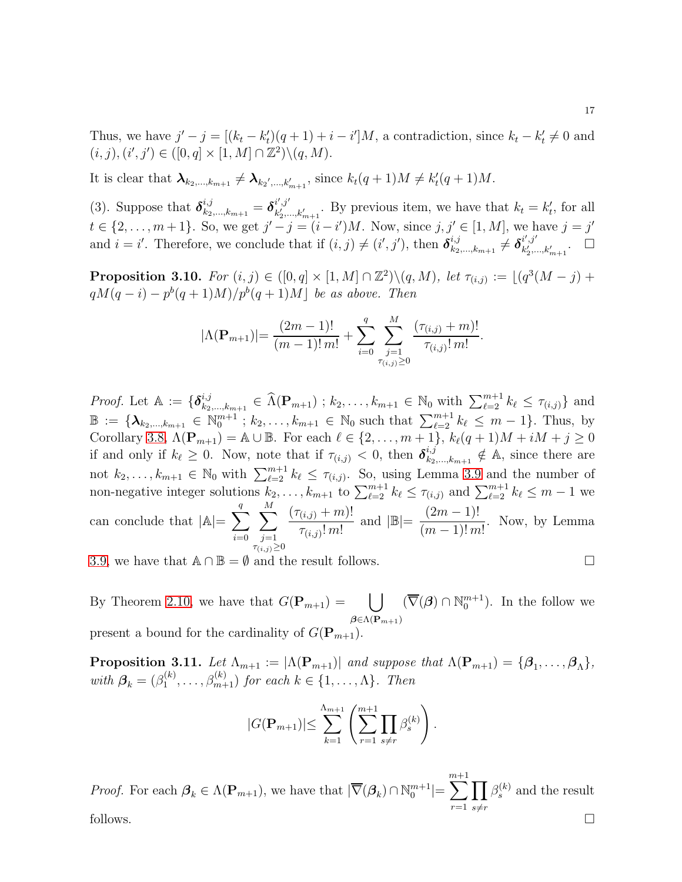Thus, we have $j'-j = [(k_t - k'_t)(q+1) + i - i']M$, a contradiction, since $k_t - k'_t \neq 0$ and $(i,j),(i',j') \in ([0,q]\times[1,M]\cap\mathbb{Z}^2)\backslash(q,M)$.

It is clear that $\boldsymbol{\lambda}_{k_2,\ldots,k_{m+1}} \neq \boldsymbol{\lambda}_{k_2',\ldots,k'_{m+1}}$, since $k_t(q+1)M \neq k'_t(q+1)M$.

(3). Suppose that $\boldsymbol{\delta}^{i,j}_{k_2,\ldots,k_{m+1}} = \boldsymbol{\delta}^{i',j'}_{k'_2,\ldots,k'_{m+1}}$. By previous item, we have that $k_t = k'_t$, for all $t \in \{2,\ldots,m+1\}$. So, we get $j'-j = (i-i')M$. Now, since $j,j' \in [1,M]$, we have $j = j'$ and $i = i'$. Therefore, we conclude that if $(i,j) \neq (i',j')$, then $\boldsymbol{\delta}^{i,j}_{k_2,\ldots,k_{m+1}} \neq \boldsymbol{\delta}^{i',j'}_{k'_2,\ldots,k'_{m+1}}$. $\square$

**Proposition 3.10.** *For $(i,j) \in ([0,q]\times[1,M]\cap\mathbb{Z}^2)\backslash(q,M)$, let $\tau_{(i,j)} := \lfloor (q^3(M-j) + qM(q-i) - p^b(q+1)M)/p^b(q+1)M \rfloor$ be as above. Then*

$$|\Lambda(\mathbf{P}_{m+1})| = \frac{(2m-1)!}{(m-1)!\,m!} + \sum_{i=0}^{q}\sum_{\substack{j=1\\ \tau_{(i,j)}\geq 0}}^{M} \frac{(\tau_{(i,j)}+m)!}{\tau_{(i,j)}!\,m!}.$$

*Proof.* Let $\mathbb{A} := \{\boldsymbol{\delta}^{i,j}_{k_2,\ldots,k_{m+1}} \in \widehat{\Lambda}(\mathbf{P}_{m+1})\ ;\ k_2,\ldots,k_{m+1} \in \mathbb{N}_0 \text{ with } \sum_{\ell=2}^{m+1} k_\ell \leq \tau_{(i,j)}\}$ and $\mathbb{B} := \{\boldsymbol{\lambda}_{k_2,\ldots,k_{m+1}} \in \mathbb{N}_0^{m+1}\ ;\ k_2,\ldots,k_{m+1} \in \mathbb{N}_0 \text{ such that } \sum_{\ell=2}^{m+1} k_\ell \leq m-1\}$. Thus, by Corollary 3.8, $\Lambda(\mathbf{P}_{m+1}) = \mathbb{A}\cup\mathbb{B}$. For each $\ell \in \{2,\ldots,m+1\}$, $k_\ell(q+1)M + iM + j \geq 0$ if and only if $k_\ell \geq 0$. Now, note that if $\tau_{(i,j)} < 0$, then $\boldsymbol{\delta}^{i,j}_{k_2,\ldots,k_{m+1}} \notin \mathbb{A}$, since there are not $k_2,\ldots,k_{m+1} \in \mathbb{N}_0$ with $\sum_{\ell=2}^{m+1} k_\ell \leq \tau_{(i,j)}$. So, using Lemma 3.9 and the number of non-negative integer solutions $k_2,\ldots,k_{m+1}$ to $\sum_{\ell=2}^{m+1} k_\ell \leq \tau_{(i,j)}$ and $\sum_{\ell=2}^{m+1} k_\ell \leq m-1$ we can conclude that $|\mathbb{A}| = \sum_{i=0}^{q}\sum_{\substack{j=1\\ \tau_{(i,j)}\geq 0}}^{M} \frac{(\tau_{(i,j)}+m)!}{\tau_{(i,j)}!\,m!}$ and $|\mathbb{B}| = \frac{(2m-1)!}{(m-1)!\,m!}$. Now, by Lemma 3.9, we have that $\mathbb{A}\cap\mathbb{B} = \emptyset$ and the result follows. $\square$

By Theorem 2.10, we have that $G(\mathbf{P}_{m+1}) = \bigcup_{\boldsymbol{\beta}\in\Lambda(\mathbf{P}_{m+1})} (\overline{\nabla}(\boldsymbol{\beta})\cap\mathbb{N}_0^{m+1})$. In the follow we present a bound for the cardinality of $G(\mathbf{P}_{m+1})$.

**Proposition 3.11.** *Let $\Lambda_{m+1} := |\Lambda(\mathbf{P}_{m+1})|$ and suppose that $\Lambda(\mathbf{P}_{m+1}) = \{\boldsymbol{\beta}_1,\ldots,\boldsymbol{\beta}_\Lambda\}$, with $\boldsymbol{\beta}_k = (\beta_1^{(k)},\ldots,\beta_{m+1}^{(k)})$ for each $k \in \{1,\ldots,\Lambda\}$. Then*

$$|G(\mathbf{P}_{m+1})| \leq \sum_{k=1}^{\Lambda_{m+1}}\left(\sum_{r=1}^{m+1}\prod_{s\neq r}\beta_s^{(k)}\right).$$

*Proof.* For each $\boldsymbol{\beta}_k \in \Lambda(\mathbf{P}_{m+1})$, we have that $|\overline{\nabla}(\boldsymbol{\beta}_k)\cap\mathbb{N}_0^{m+1}| = \sum_{r=1}^{m+1}\prod_{s\neq r}\beta_s^{(k)}$ and the result follows. $\square$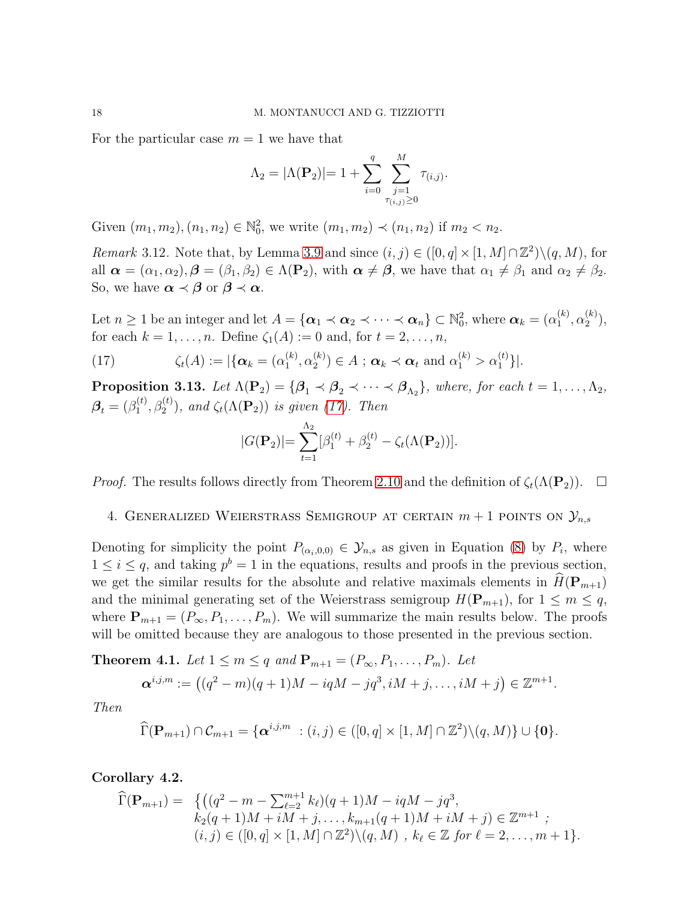For the particular case $m = 1$ we have that

$$\Lambda_2 = |\Lambda(\mathbf{P}_2)| = 1 + \sum_{i=0}^{q} \sum_{\substack{j=1 \\ \tau_{(i,j)} \geq 0}}^{M} \tau_{(i,j)}.$$

Given $(m_1, m_2), (n_1, n_2) \in \mathbb{N}_0^2$, we write $(m_1, m_2) \prec (n_1, n_2)$ if $m_2 < n_2$.

*Remark* 3.12. Note that, by Lemma 3.9 and since $(i,j) \in ([0,q] \times [1,M] \cap \mathbb{Z}^2) \backslash (q, M)$, for all $\boldsymbol{\alpha} = (\alpha_1, \alpha_2), \boldsymbol{\beta} = (\beta_1, \beta_2) \in \Lambda(\mathbf{P}_2)$, with $\boldsymbol{\alpha} \neq \boldsymbol{\beta}$, we have that $\alpha_1 \neq \beta_1$ and $\alpha_2 \neq \beta_2$. So, we have $\boldsymbol{\alpha} \prec \boldsymbol{\beta}$ or $\boldsymbol{\beta} \prec \boldsymbol{\alpha}$.

Let $n \geq 1$ be an integer and let $A = \{\boldsymbol{\alpha}_1 \prec \boldsymbol{\alpha}_2 \prec \cdots \prec \boldsymbol{\alpha}_n\} \subset \mathbb{N}_0^2$, where $\boldsymbol{\alpha}_k = (\alpha_1^{(k)}, \alpha_2^{(k)})$, for each $k = 1, \ldots, n$. Define $\zeta_1(A) := 0$ and, for $t = 2, \ldots, n$,

$$\zeta_t(A) := |\{\boldsymbol{\alpha}_k = (\alpha_1^{(k)}, \alpha_2^{(k)}) \in A \ ; \ \boldsymbol{\alpha}_k \prec \boldsymbol{\alpha}_t \text{ and } \alpha_1^{(k)} > \alpha_1^{(t)}\}|. \tag{17}$$

**Proposition 3.13.** *Let $\Lambda(\mathbf{P}_2) = \{\boldsymbol{\beta}_1 \prec \boldsymbol{\beta}_2 \prec \cdots \prec \boldsymbol{\beta}_{\Lambda_2}\}$, where, for each $t = 1, \ldots, \Lambda_2$, $\boldsymbol{\beta}_t = (\beta_1^{(t)}, \beta_2^{(t)})$, and $\zeta_t(\Lambda(\mathbf{P}_2))$ is given (17). Then*

$$|G(\mathbf{P}_2)| = \sum_{t=1}^{\Lambda_2} [\beta_1^{(t)} + \beta_2^{(t)} - \zeta_t(\Lambda(\mathbf{P}_2))].$$

*Proof.* The results follows directly from Theorem 2.10 and the definition of $\zeta_t(\Lambda(\mathbf{P}_2))$. $\square$

## 4. Generalized Weierstrass Semigroup at certain $m+1$ points on $\mathcal{Y}_{n,s}$

Denoting for simplicity the point $P_{(\alpha_i,0,0)} \in \mathcal{Y}_{n,s}$ as given in Equation (8) by $P_i$, where $1 \leq i \leq q$, and taking $p^b = 1$ in the equations, results and proofs in the previous section, we get the similar results for the absolute and relative maximals elements in $\widehat{H}(\mathbf{P}_{m+1})$ and the minimal generating set of the Weierstrass semigroup $H(\mathbf{P}_{m+1})$, for $1 \leq m \leq q$, where $\mathbf{P}_{m+1} = (P_\infty, P_1, \ldots, P_m)$. We will summarize the main results below. The proofs will be omitted because they are analogous to those presented in the previous section.

**Theorem 4.1.** *Let $1 \leq m \leq q$ and $\mathbf{P}_{m+1} = (P_\infty, P_1, \ldots, P_m)$. Let*

$$\boldsymbol{\alpha}^{i,j,m} := \big((q^2 - m)(q+1)M - iqM - jq^3, iM + j, \ldots, iM + j\big) \in \mathbb{Z}^{m+1}.$$

*Then*

$$\widehat{\Gamma}(\mathbf{P}_{m+1}) \cap \mathcal{C}_{m+1} = \{\boldsymbol{\alpha}^{i,j,m} \ : (i,j) \in ([0,q] \times [1,M] \cap \mathbb{Z}^2) \backslash (q, M)\} \cup \{\mathbf{0}\}.$$

**Corollary 4.2.**

$$\begin{aligned}
\widehat{\Gamma}(\mathbf{P}_{m+1}) = \ & \big\{\big((q^2 - m - \textstyle\sum_{\ell=2}^{m+1} k_\ell)(q+1)M - iqM - jq^3, \\
& k_2(q+1)M + iM + j, \ldots, k_{m+1}(q+1)M + iM + j\big) \in \mathbb{Z}^{m+1} \ ; \\
& (i,j) \in ([0,q] \times [1,M] \cap \mathbb{Z}^2) \backslash (q, M) \ , \ k_\ell \in \mathbb{Z} \text{ for } \ell = 2, \ldots, m+1\big\}.
\end{aligned}$$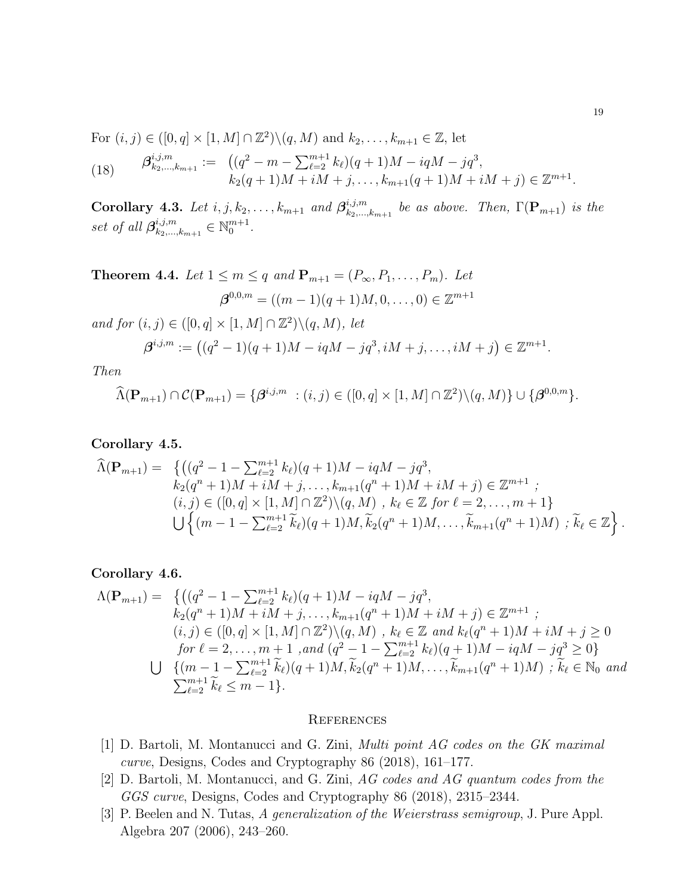For $(i,j) \in ([0,q] \times [1,M] \cap \mathbb{Z}^2) \backslash (q,M)$ and $k_2, \ldots, k_{m+1} \in \mathbb{Z}$, let

$$
\begin{aligned}
\text{(18)} \qquad \boldsymbol{\beta}^{i,j,m}_{k_2,\ldots,k_{m+1}} := \; & \big((q^2 - m - \textstyle\sum_{\ell=2}^{m+1} k_\ell)(q+1)M - iqM - jq^3, \\
& k_2(q+1)M + iM + j, \ldots, k_{m+1}(q+1)M + iM + j\big) \in \mathbb{Z}^{m+1}.
\end{aligned}
$$

**Corollary 4.3.** *Let $i, j, k_2, \ldots, k_{m+1}$ and $\boldsymbol{\beta}^{i,j,m}_{k_2,\ldots,k_{m+1}}$ be as above. Then, $\Gamma(\mathbf{P}_{m+1})$ is the set of all $\boldsymbol{\beta}^{i,j,m}_{k_2,\ldots,k_{m+1}} \in \mathbb{N}_0^{m+1}$.*

**Theorem 4.4.** *Let $1 \le m \le q$ and $\mathbf{P}_{m+1} = (P_\infty, P_1, \ldots, P_m)$. Let*

$$\boldsymbol{\beta}^{0,0,m} = ((m-1)(q+1)M, 0, \ldots, 0) \in \mathbb{Z}^{m+1}$$

*and for $(i,j) \in ([0,q] \times [1,M] \cap \mathbb{Z}^2) \backslash (q,M)$, let*

$$\boldsymbol{\beta}^{i,j,m} := \big((q^2-1)(q+1)M - iqM - jq^3, iM + j, \ldots, iM + j\big) \in \mathbb{Z}^{m+1}.$$

*Then*

$$\widehat{\Lambda}(\mathbf{P}_{m+1}) \cap \mathcal{C}(\mathbf{P}_{m+1}) = \{\boldsymbol{\beta}^{i,j,m} \; : (i,j) \in ([0,q] \times [1,M] \cap \mathbb{Z}^2) \backslash (q,M)\} \cup \{\boldsymbol{\beta}^{0,0,m}\}.$$

**Corollary 4.5.**

$$
\begin{aligned}
\widehat{\Lambda}(\mathbf{P}_{m+1}) = \; & \big\{\big((q^2 - 1 - \textstyle\sum_{\ell=2}^{m+1} k_\ell)(q+1)M - iqM - jq^3, \\
& k_2(q^n+1)M + iM + j, \ldots, k_{m+1}(q^n+1)M + iM + j\big) \in \mathbb{Z}^{m+1} \; ; \\
& (i,j) \in ([0,q] \times [1,M] \cap \mathbb{Z}^2) \backslash (q,M) \; , \, k_\ell \in \mathbb{Z} \textit{ for } \ell = 2, \ldots, m+1\big\} \\
& \bigcup \Big\{(m - 1 - \textstyle\sum_{\ell=2}^{m+1} \widetilde{k}_\ell)(q+1)M, \widetilde{k}_2(q^n+1)M, \ldots, \widetilde{k}_{m+1}(q^n+1)M) \; ; \widetilde{k}_\ell \in \mathbb{Z}\Big\}.
\end{aligned}
$$

**Corollary 4.6.**

$$
\begin{aligned}
\Lambda(\mathbf{P}_{m+1}) = \; & \big\{\big((q^2 - 1 - \textstyle\sum_{\ell=2}^{m+1} k_\ell)(q+1)M - iqM - jq^3, \\
& k_2(q^n+1)M + iM + j, \ldots, k_{m+1}(q^n+1)M + iM + j\big) \in \mathbb{Z}^{m+1} \; ; \\
& (i,j) \in ([0,q] \times [1,M] \cap \mathbb{Z}^2) \backslash (q,M) \; , \, k_\ell \in \mathbb{Z} \textit{ and } k_\ell(q^n+1)M + iM + j \ge 0 \\
& \textit{ for } \ell = 2, \ldots, m+1 \; , \textit{and } (q^2 - 1 - \textstyle\sum_{\ell=2}^{m+1} k_\ell)(q+1)M - iqM - jq^3 \ge 0\big\} \\
\bigcup \; & \{(m - 1 - \textstyle\sum_{\ell=2}^{m+1} \widetilde{k}_\ell)(q+1)M, \widetilde{k}_2(q^n+1)M, \ldots, \widetilde{k}_{m+1}(q^n+1)M) \; ; \widetilde{k}_\ell \in \mathbb{N}_0 \textit{ and} \\
& \textstyle\sum_{\ell=2}^{m+1} \widetilde{k}_\ell \le m-1\}.
\end{aligned}
$$

## References

[1] D. Bartoli, M. Montanucci and G. Zini, *Multi point AG codes on the GK maximal curve*, Designs, Codes and Cryptography 86 (2018), 161–177.

[2] D. Bartoli, M. Montanucci, and G. Zini, *AG codes and AG quantum codes from the GGS curve*, Designs, Codes and Cryptography 86 (2018), 2315–2344.

[3] P. Beelen and N. Tutas, *A generalization of the Weierstrass semigroup*, J. Pure Appl. Algebra 207 (2006), 243–260.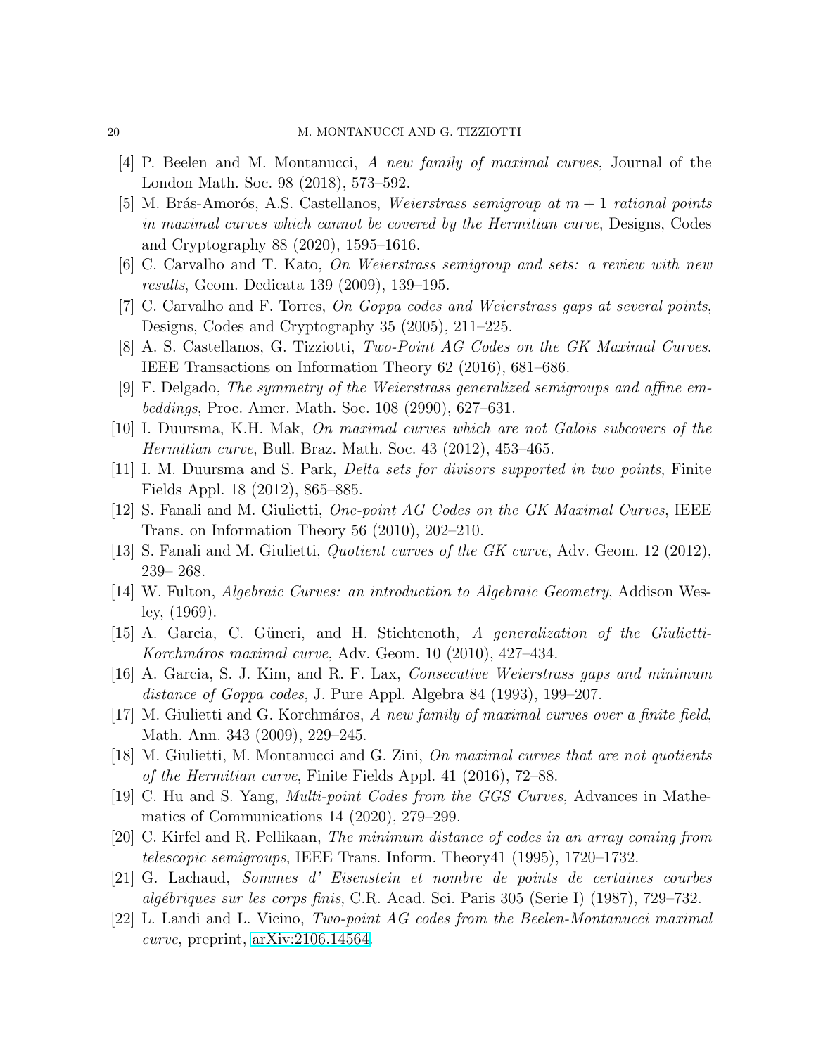[4] P. Beelen and M. Montanucci, *A new family of maximal curves*, Journal of the London Math. Soc. 98 (2018), 573–592.

[5] M. Brás-Amorós, A.S. Castellanos, *Weierstrass semigroup at $m+1$ rational points in maximal curves which cannot be covered by the Hermitian curve*, Designs, Codes and Cryptography 88 (2020), 1595–1616.

[6] C. Carvalho and T. Kato, *On Weierstrass semigroup and sets: a review with new results*, Geom. Dedicata 139 (2009), 139–195.

[7] C. Carvalho and F. Torres, *On Goppa codes and Weierstrass gaps at several points*, Designs, Codes and Cryptography 35 (2005), 211–225.

[8] A. S. Castellanos, G. Tizziotti, *Two-Point AG Codes on the GK Maximal Curves*. IEEE Transactions on Information Theory 62 (2016), 681–686.

[9] F. Delgado, *The symmetry of the Weierstrass generalized semigroups and affine embeddings*, Proc. Amer. Math. Soc. 108 (2990), 627–631.

[10] I. Duursma, K.H. Mak, *On maximal curves which are not Galois subcovers of the Hermitian curve*, Bull. Braz. Math. Soc. 43 (2012), 453–465.

[11] I. M. Duursma and S. Park, *Delta sets for divisors supported in two points*, Finite Fields Appl. 18 (2012), 865–885.

[12] S. Fanali and M. Giulietti, *One-point AG Codes on the GK Maximal Curves*, IEEE Trans. on Information Theory 56 (2010), 202–210.

[13] S. Fanali and M. Giulietti, *Quotient curves of the GK curve*, Adv. Geom. 12 (2012), 239– 268.

[14] W. Fulton, *Algebraic Curves: an introduction to Algebraic Geometry*, Addison Wesley, (1969).

[15] A. Garcia, C. Güneri, and H. Stichtenoth, *A generalization of the Giulietti-Korchmáros maximal curve*, Adv. Geom. 10 (2010), 427–434.

[16] A. Garcia, S. J. Kim, and R. F. Lax, *Consecutive Weierstrass gaps and minimum distance of Goppa codes*, J. Pure Appl. Algebra 84 (1993), 199–207.

[17] M. Giulietti and G. Korchmáros, *A new family of maximal curves over a finite field*, Math. Ann. 343 (2009), 229–245.

[18] M. Giulietti, M. Montanucci and G. Zini, *On maximal curves that are not quotients of the Hermitian curve*, Finite Fields Appl. 41 (2016), 72–88.

[19] C. Hu and S. Yang, *Multi-point Codes from the GGS Curves*, Advances in Mathematics of Communications 14 (2020), 279–299.

[20] C. Kirfel and R. Pellikaan, *The minimum distance of codes in an array coming from telescopic semigroups*, IEEE Trans. Inform. Theory41 (1995), 1720–1732.

[21] G. Lachaud, *Sommes d' Eisenstein et nombre de points de certaines courbes algébriques sur les corps finis*, C.R. Acad. Sci. Paris 305 (Serie I) (1987), 729–732.

[22] L. Landi and L. Vicino, *Two-point AG codes from the Beelen-Montanucci maximal curve*, preprint, arXiv:2106.14564.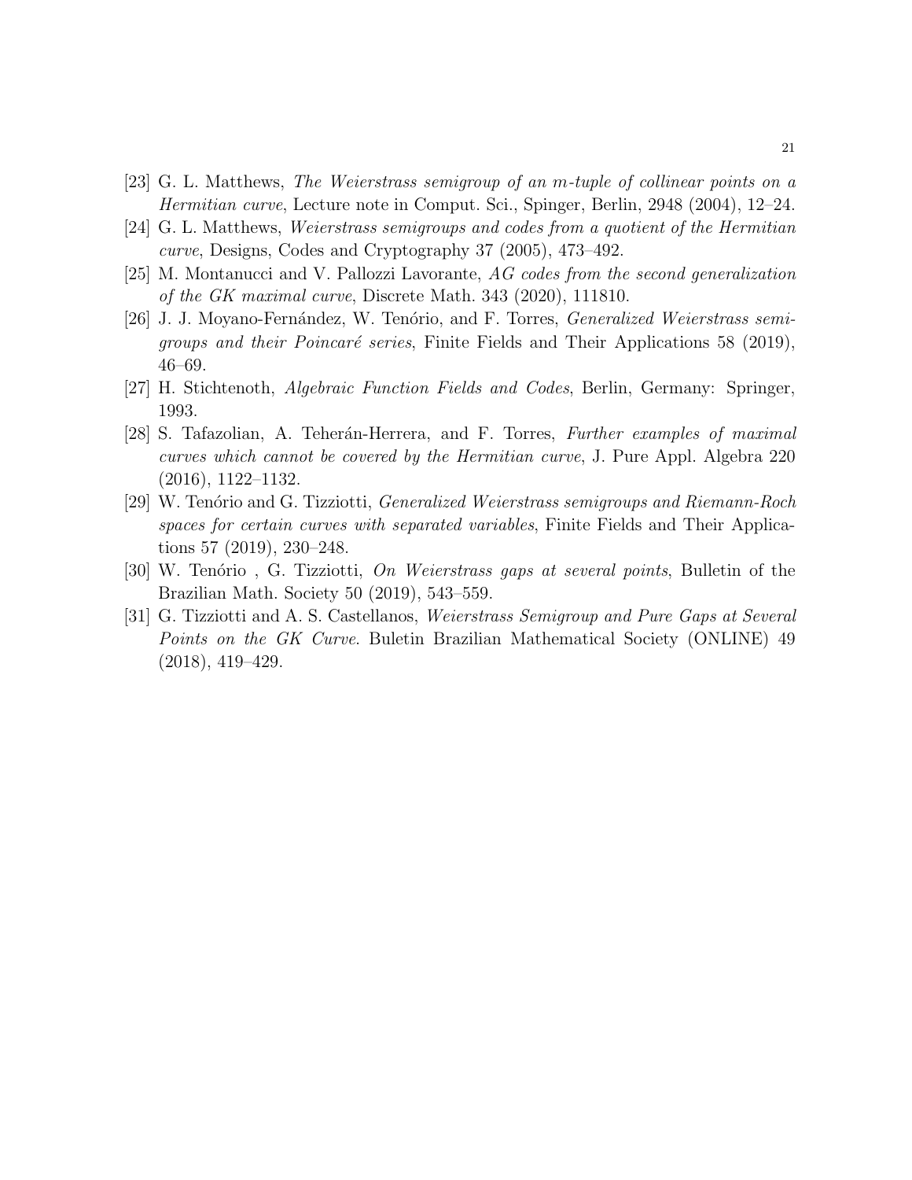[23] G. L. Matthews, *The Weierstrass semigroup of an $m$-tuple of collinear points on a Hermitian curve*, Lecture note in Comput. Sci., Spinger, Berlin, 2948 (2004), 12–24.

[24] G. L. Matthews, *Weierstrass semigroups and codes from a quotient of the Hermitian curve*, Designs, Codes and Cryptography 37 (2005), 473–492.

[25] M. Montanucci and V. Pallozzi Lavorante, *AG codes from the second generalization of the GK maximal curve*, Discrete Math. 343 (2020), 111810.

[26] J. J. Moyano-Fernández, W. Tenório, and F. Torres, *Generalized Weierstrass semigroups and their Poincaré series*, Finite Fields and Their Applications 58 (2019), 46–69.

[27] H. Stichtenoth, *Algebraic Function Fields and Codes*, Berlin, Germany: Springer, 1993.

[28] S. Tafazolian, A. Teherán-Herrera, and F. Torres, *Further examples of maximal curves which cannot be covered by the Hermitian curve*, J. Pure Appl. Algebra 220 (2016), 1122–1132.

[29] W. Tenório and G. Tizziotti, *Generalized Weierstrass semigroups and Riemann-Roch spaces for certain curves with separated variables*, Finite Fields and Their Applications 57 (2019), 230–248.

[30] W. Tenório , G. Tizziotti, *On Weierstrass gaps at several points*, Bulletin of the Brazilian Math. Society 50 (2019), 543–559.

[31] G. Tizziotti and A. S. Castellanos, *Weierstrass Semigroup and Pure Gaps at Several Points on the GK Curve*. Buletin Brazilian Mathematical Society (ONLINE) 49 (2018), 419–429.